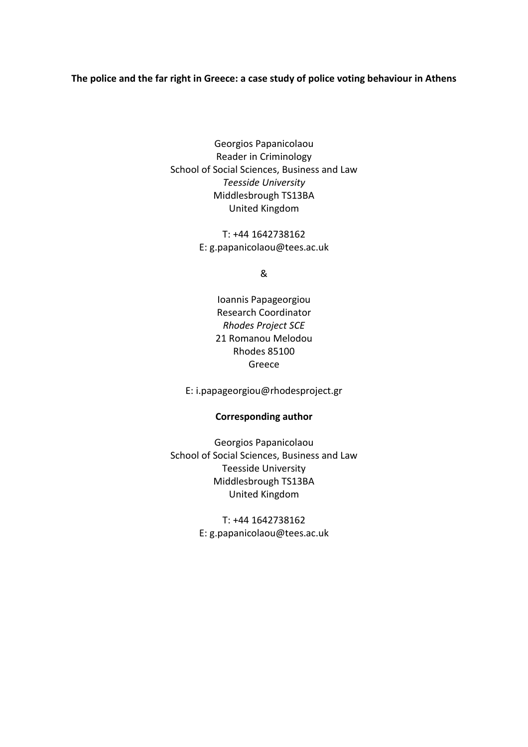**The police and the far right in Greece: a case study of police voting behaviour in Athens**

Georgios Papanicolaou
Reader in Criminology
School of Social Sciences, Business and Law
*Teesside University*
Middlesbrough TS13BA
United Kingdom

T: +44 1642738162
E: g.papanicolaou@tees.ac.uk

&

Ioannis Papageorgiou
Research Coordinator
*Rhodes Project SCE*
21 Romanou Melodou
Rhodes 85100
Greece

E: i.papageorgiou@rhodesproject.gr

**Corresponding author**

Georgios Papanicolaou
School of Social Sciences, Business and Law
Teesside University
Middlesbrough TS13BA
United Kingdom

T: +44 1642738162
E: g.papanicolaou@tees.ac.uk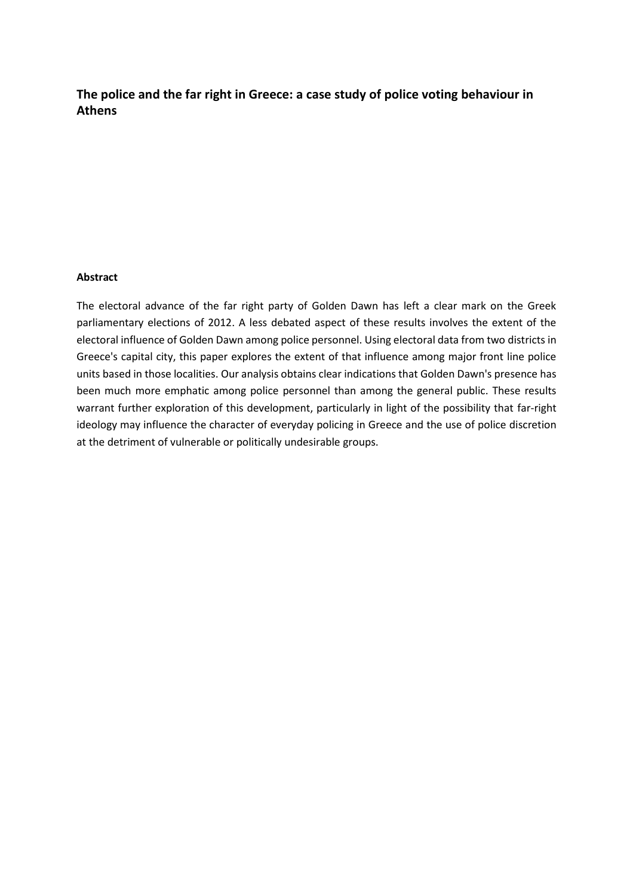## The police and the far right in Greece: a case study of police voting behaviour in Athens

**Abstract**

The electoral advance of the far right party of Golden Dawn has left a clear mark on the Greek parliamentary elections of 2012. A less debated aspect of these results involves the extent of the electoral influence of Golden Dawn among police personnel. Using electoral data from two districts in Greece's capital city, this paper explores the extent of that influence among major front line police units based in those localities. Our analysis obtains clear indications that Golden Dawn's presence has been much more emphatic among police personnel than among the general public. These results warrant further exploration of this development, particularly in light of the possibility that far-right ideology may influence the character of everyday policing in Greece and the use of police discretion at the detriment of vulnerable or politically undesirable groups.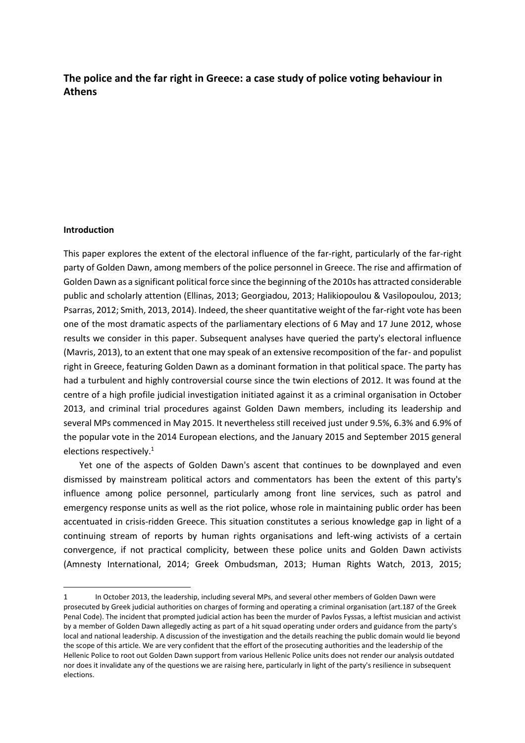## The police and the far right in Greece: a case study of police voting behaviour in Athens

### Introduction

This paper explores the extent of the electoral influence of the far-right, particularly of the far-right party of Golden Dawn, among members of the police personnel in Greece. The rise and affirmation of Golden Dawn as a significant political force since the beginning of the 2010s has attracted considerable public and scholarly attention (Ellinas, 2013; Georgiadou, 2013; Halikiopoulou & Vasilopoulou, 2013; Psarras, 2012; Smith, 2013, 2014). Indeed, the sheer quantitative weight of the far-right vote has been one of the most dramatic aspects of the parliamentary elections of 6 May and 17 June 2012, whose results we consider in this paper. Subsequent analyses have queried the party's electoral influence (Mavris, 2013), to an extent that one may speak of an extensive recomposition of the far- and populist right in Greece, featuring Golden Dawn as a dominant formation in that political space. The party has had a turbulent and highly controversial course since the twin elections of 2012. It was found at the centre of a high profile judicial investigation initiated against it as a criminal organisation in October 2013, and criminal trial procedures against Golden Dawn members, including its leadership and several MPs commenced in May 2015. It nevertheless still received just under 9.5%, 6.3% and 6.9% of the popular vote in the 2014 European elections, and the January 2015 and September 2015 general elections respectively.[1]

Yet one of the aspects of Golden Dawn's ascent that continues to be downplayed and even dismissed by mainstream political actors and commentators has been the extent of this party's influence among police personnel, particularly among front line services, such as patrol and emergency response units as well as the riot police, whose role in maintaining public order has been accentuated in crisis-ridden Greece. This situation constitutes a serious knowledge gap in light of a continuing stream of reports by human rights organisations and left-wing activists of a certain convergence, if not practical complicity, between these police units and Golden Dawn activists (Amnesty International, 2014; Greek Ombudsman, 2013; Human Rights Watch, 2013, 2015;

---

1 In October 2013, the leadership, including several MPs, and several other members of Golden Dawn were prosecuted by Greek judicial authorities on charges of forming and operating a criminal organisation (art.187 of the Greek Penal Code). The incident that prompted judicial action has been the murder of Pavlos Fyssas, a leftist musician and activist by a member of Golden Dawn allegedly acting as part of a hit squad operating under orders and guidance from the party's local and national leadership. A discussion of the investigation and the details reaching the public domain would lie beyond the scope of this article. We are very confident that the effort of the prosecuting authorities and the leadership of the Hellenic Police to root out Golden Dawn support from various Hellenic Police units does not render our analysis outdated nor does it invalidate any of the questions we are raising here, particularly in light of the party's resilience in subsequent elections.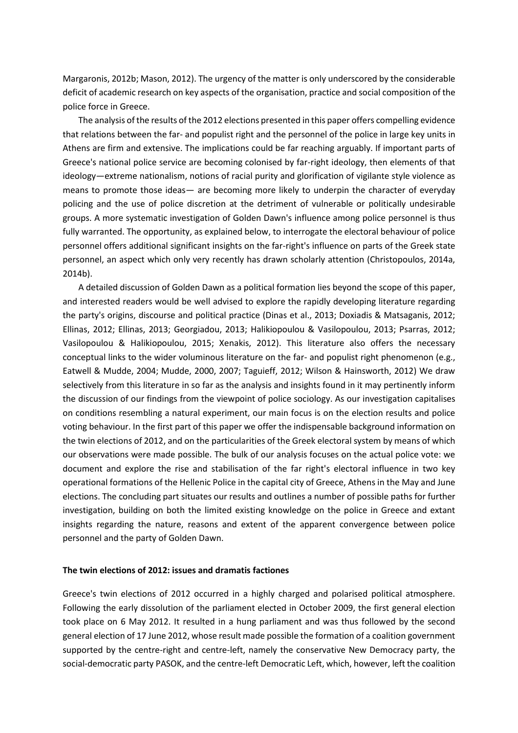Margaronis, 2012b; Mason, 2012). The urgency of the matter is only underscored by the considerable deficit of academic research on key aspects of the organisation, practice and social composition of the police force in Greece.

The analysis of the results of the 2012 elections presented in this paper offers compelling evidence that relations between the far- and populist right and the personnel of the police in large key units in Athens are firm and extensive. The implications could be far reaching arguably. If important parts of Greece's national police service are becoming colonised by far-right ideology, then elements of that ideology—extreme nationalism, notions of racial purity and glorification of vigilante style violence as means to promote those ideas— are becoming more likely to underpin the character of everyday policing and the use of police discretion at the detriment of vulnerable or politically undesirable groups. A more systematic investigation of Golden Dawn's influence among police personnel is thus fully warranted. The opportunity, as explained below, to interrogate the electoral behaviour of police personnel offers additional significant insights on the far-right's influence on parts of the Greek state personnel, an aspect which only very recently has drawn scholarly attention (Christopoulos, 2014a, 2014b).

A detailed discussion of Golden Dawn as a political formation lies beyond the scope of this paper, and interested readers would be well advised to explore the rapidly developing literature regarding the party's origins, discourse and political practice (Dinas et al., 2013; Doxiadis & Matsaganis, 2012; Ellinas, 2012; Ellinas, 2013; Georgiadou, 2013; Halikiopoulou & Vasilopoulou, 2013; Psarras, 2012; Vasilopoulou & Halikiopoulou, 2015; Xenakis, 2012). This literature also offers the necessary conceptual links to the wider voluminous literature on the far- and populist right phenomenon (e.g., Eatwell & Mudde, 2004; Mudde, 2000, 2007; Taguieff, 2012; Wilson & Hainsworth, 2012) We draw selectively from this literature in so far as the analysis and insights found in it may pertinently inform the discussion of our findings from the viewpoint of police sociology. As our investigation capitalises on conditions resembling a natural experiment, our main focus is on the election results and police voting behaviour. In the first part of this paper we offer the indispensable background information on the twin elections of 2012, and on the particularities of the Greek electoral system by means of which our observations were made possible. The bulk of our analysis focuses on the actual police vote: we document and explore the rise and stabilisation of the far right's electoral influence in two key operational formations of the Hellenic Police in the capital city of Greece, Athens in the May and June elections. The concluding part situates our results and outlines a number of possible paths for further investigation, building on both the limited existing knowledge on the police in Greece and extant insights regarding the nature, reasons and extent of the apparent convergence between police personnel and the party of Golden Dawn.

## The twin elections of 2012: issues and dramatis factiones

Greece's twin elections of 2012 occurred in a highly charged and polarised political atmosphere. Following the early dissolution of the parliament elected in October 2009, the first general election took place on 6 May 2012. It resulted in a hung parliament and was thus followed by the second general election of 17 June 2012, whose result made possible the formation of a coalition government supported by the centre-right and centre-left, namely the conservative New Democracy party, the social-democratic party PASOK, and the centre-left Democratic Left, which, however, left the coalition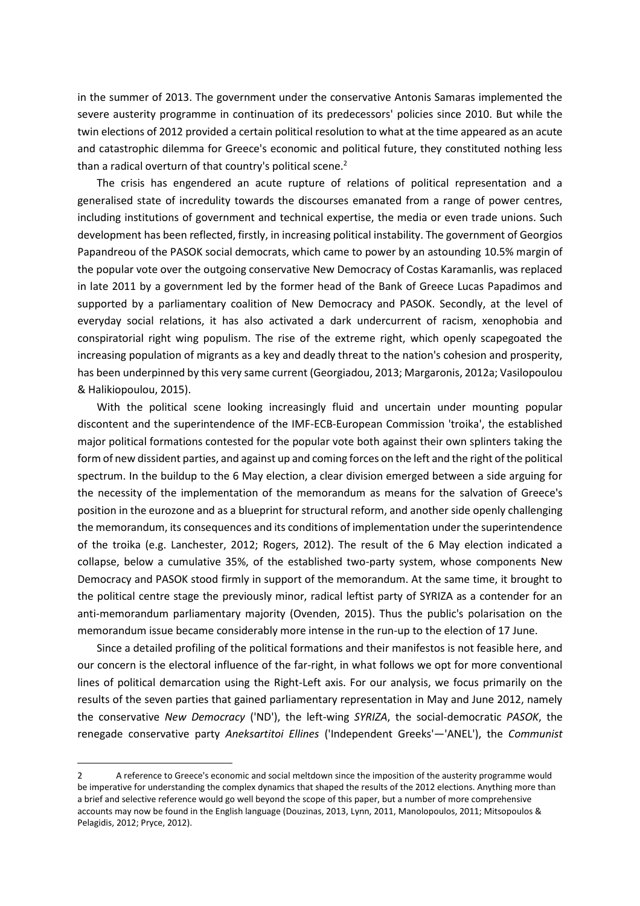in the summer of 2013. The government under the conservative Antonis Samaras implemented the severe austerity programme in continuation of its predecessors' policies since 2010. But while the twin elections of 2012 provided a certain political resolution to what at the time appeared as an acute and catastrophic dilemma for Greece's economic and political future, they constituted nothing less than a radical overturn of that country's political scene.[2]

The crisis has engendered an acute rupture of relations of political representation and a generalised state of incredulity towards the discourses emanated from a range of power centres, including institutions of government and technical expertise, the media or even trade unions. Such development has been reflected, firstly, in increasing political instability. The government of Georgios Papandreou of the PASOK social democrats, which came to power by an astounding 10.5% margin of the popular vote over the outgoing conservative New Democracy of Costas Karamanlis, was replaced in late 2011 by a government led by the former head of the Bank of Greece Lucas Papadimos and supported by a parliamentary coalition of New Democracy and PASOK. Secondly, at the level of everyday social relations, it has also activated a dark undercurrent of racism, xenophobia and conspiratorial right wing populism. The rise of the extreme right, which openly scapegoated the increasing population of migrants as a key and deadly threat to the nation's cohesion and prosperity, has been underpinned by this very same current (Georgiadou, 2013; Margaronis, 2012a; Vasilopoulou & Halikiopoulou, 2015).

With the political scene looking increasingly fluid and uncertain under mounting popular discontent and the superintendence of the IMF-ECB-European Commission 'troika', the established major political formations contested for the popular vote both against their own splinters taking the form of new dissident parties, and against up and coming forces on the left and the right of the political spectrum. In the buildup to the 6 May election, a clear division emerged between a side arguing for the necessity of the implementation of the memorandum as means for the salvation of Greece's position in the eurozone and as a blueprint for structural reform, and another side openly challenging the memorandum, its consequences and its conditions of implementation under the superintendence of the troika (e.g. Lanchester, 2012; Rogers, 2012). The result of the 6 May election indicated a collapse, below a cumulative 35%, of the established two-party system, whose components New Democracy and PASOK stood firmly in support of the memorandum. At the same time, it brought to the political centre stage the previously minor, radical leftist party of SYRIZA as a contender for an anti-memorandum parliamentary majority (Ovenden, 2015). Thus the public's polarisation on the memorandum issue became considerably more intense in the run-up to the election of 17 June.

Since a detailed profiling of the political formations and their manifestos is not feasible here, and our concern is the electoral influence of the far-right, in what follows we opt for more conventional lines of political demarcation using the Right-Left axis. For our analysis, we focus primarily on the results of the seven parties that gained parliamentary representation in May and June 2012, namely the conservative *New Democracy* ('ND'), the left-wing *SYRIZA*, the social-democratic *PASOK*, the renegade conservative party *Aneksartitoi Ellines* ('Independent Greeks'—'ANEL'), the *Communist*

---

2 A reference to Greece's economic and social meltdown since the imposition of the austerity programme would be imperative for understanding the complex dynamics that shaped the results of the 2012 elections. Anything more than a brief and selective reference would go well beyond the scope of this paper, but a number of more comprehensive accounts may now be found in the English language (Douzinas, 2013, Lynn, 2011, Manolopoulos, 2011; Mitsopoulos & Pelagidis, 2012; Pryce, 2012).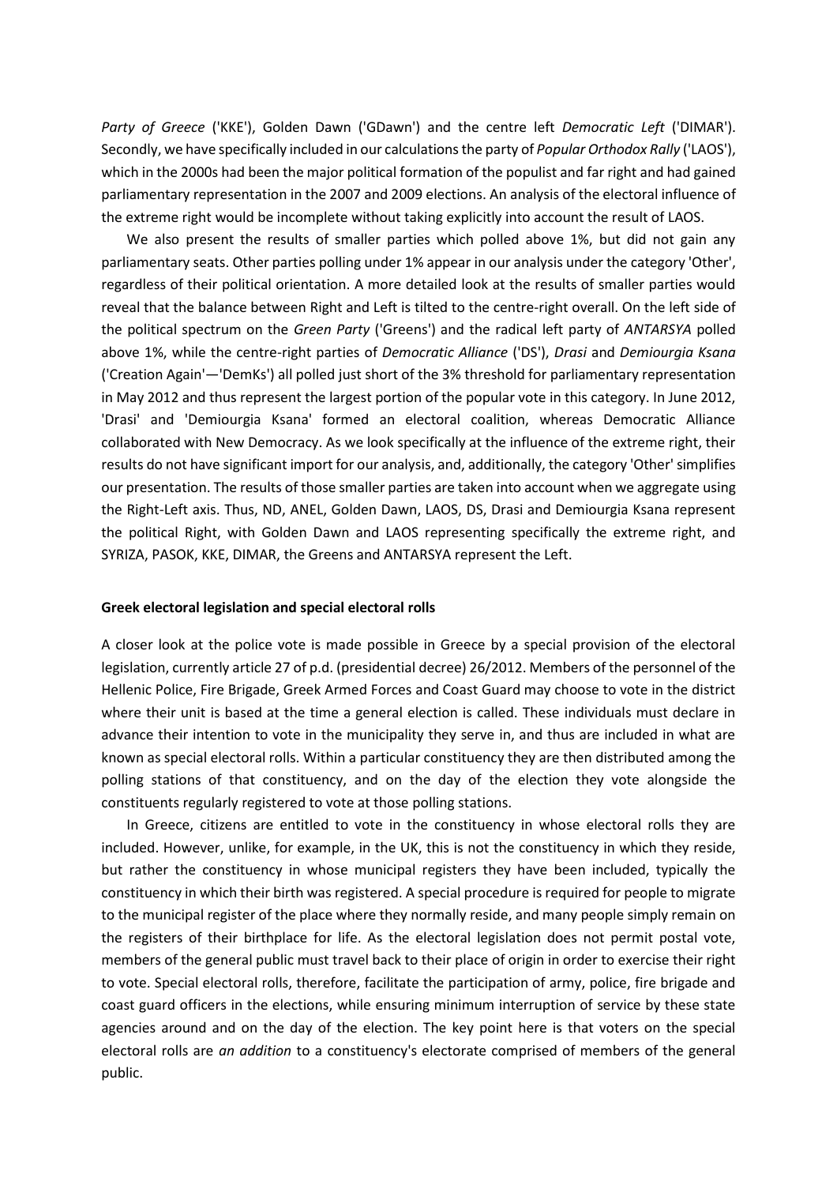*Party of Greece* ('KKE'), Golden Dawn ('GDawn') and the centre left *Democratic Left* ('DIMAR'). Secondly, we have specifically included in our calculations the party of *Popular Orthodox Rally* ('LAOS'), which in the 2000s had been the major political formation of the populist and far right and had gained parliamentary representation in the 2007 and 2009 elections. An analysis of the electoral influence of the extreme right would be incomplete without taking explicitly into account the result of LAOS.

We also present the results of smaller parties which polled above 1%, but did not gain any parliamentary seats. Other parties polling under 1% appear in our analysis under the category 'Other', regardless of their political orientation. A more detailed look at the results of smaller parties would reveal that the balance between Right and Left is tilted to the centre-right overall. On the left side of the political spectrum on the *Green Party* ('Greens') and the radical left party of *ANTARSYA* polled above 1%, while the centre-right parties of *Democratic Alliance* ('DS'), *Drasi* and *Demiourgia Ksana* ('Creation Again'—'DemKs') all polled just short of the 3% threshold for parliamentary representation in May 2012 and thus represent the largest portion of the popular vote in this category. In June 2012, 'Drasi' and 'Demiourgia Ksana' formed an electoral coalition, whereas Democratic Alliance collaborated with New Democracy. As we look specifically at the influence of the extreme right, their results do not have significant import for our analysis, and, additionally, the category 'Other' simplifies our presentation. The results of those smaller parties are taken into account when we aggregate using the Right-Left axis. Thus, ND, ANEL, Golden Dawn, LAOS, DS, Drasi and Demiourgia Ksana represent the political Right, with Golden Dawn and LAOS representing specifically the extreme right, and SYRIZA, PASOK, KKE, DIMAR, the Greens and ANTARSYA represent the Left.

## Greek electoral legislation and special electoral rolls

A closer look at the police vote is made possible in Greece by a special provision of the electoral legislation, currently article 27 of p.d. (presidential decree) 26/2012. Members of the personnel of the Hellenic Police, Fire Brigade, Greek Armed Forces and Coast Guard may choose to vote in the district where their unit is based at the time a general election is called. These individuals must declare in advance their intention to vote in the municipality they serve in, and thus are included in what are known as special electoral rolls. Within a particular constituency they are then distributed among the polling stations of that constituency, and on the day of the election they vote alongside the constituents regularly registered to vote at those polling stations.

In Greece, citizens are entitled to vote in the constituency in whose electoral rolls they are included. However, unlike, for example, in the UK, this is not the constituency in which they reside, but rather the constituency in whose municipal registers they have been included, typically the constituency in which their birth was registered. A special procedure is required for people to migrate to the municipal register of the place where they normally reside, and many people simply remain on the registers of their birthplace for life. As the electoral legislation does not permit postal vote, members of the general public must travel back to their place of origin in order to exercise their right to vote. Special electoral rolls, therefore, facilitate the participation of army, police, fire brigade and coast guard officers in the elections, while ensuring minimum interruption of service by these state agencies around and on the day of the election. The key point here is that voters on the special electoral rolls are *an addition* to a constituency's electorate comprised of members of the general public.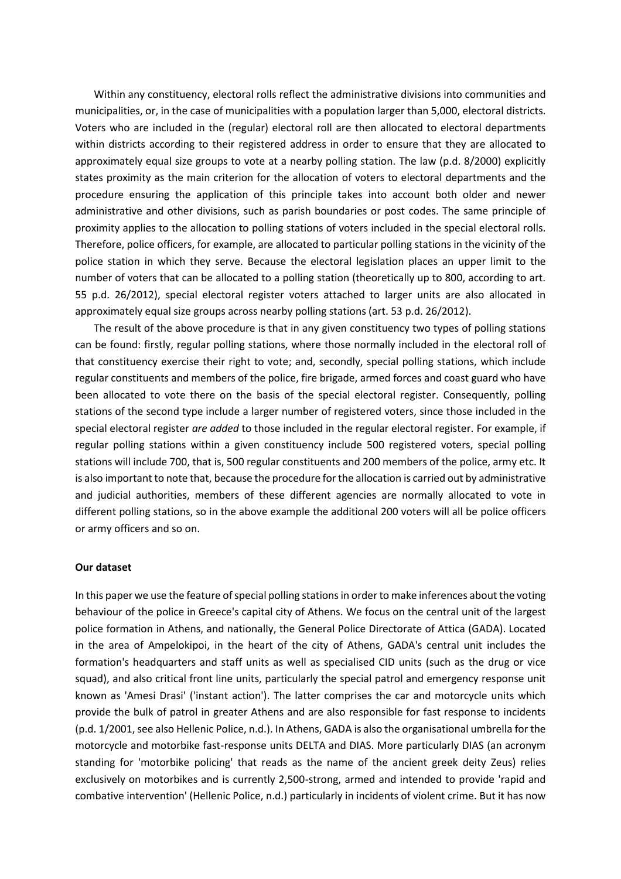Within any constituency, electoral rolls reflect the administrative divisions into communities and municipalities, or, in the case of municipalities with a population larger than 5,000, electoral districts. Voters who are included in the (regular) electoral roll are then allocated to electoral departments within districts according to their registered address in order to ensure that they are allocated to approximately equal size groups to vote at a nearby polling station. The law (p.d. 8/2000) explicitly states proximity as the main criterion for the allocation of voters to electoral departments and the procedure ensuring the application of this principle takes into account both older and newer administrative and other divisions, such as parish boundaries or post codes. The same principle of proximity applies to the allocation to polling stations of voters included in the special electoral rolls. Therefore, police officers, for example, are allocated to particular polling stations in the vicinity of the police station in which they serve. Because the electoral legislation places an upper limit to the number of voters that can be allocated to a polling station (theoretically up to 800, according to art. 55 p.d. 26/2012), special electoral register voters attached to larger units are also allocated in approximately equal size groups across nearby polling stations (art. 53 p.d. 26/2012).

The result of the above procedure is that in any given constituency two types of polling stations can be found: firstly, regular polling stations, where those normally included in the electoral roll of that constituency exercise their right to vote; and, secondly, special polling stations, which include regular constituents and members of the police, fire brigade, armed forces and coast guard who have been allocated to vote there on the basis of the special electoral register. Consequently, polling stations of the second type include a larger number of registered voters, since those included in the special electoral register *are added* to those included in the regular electoral register. For example, if regular polling stations within a given constituency include 500 registered voters, special polling stations will include 700, that is, 500 regular constituents and 200 members of the police, army etc. It is also important to note that, because the procedure for the allocation is carried out by administrative and judicial authorities, members of these different agencies are normally allocated to vote in different polling stations, so in the above example the additional 200 voters will all be police officers or army officers and so on.

**Our dataset**

In this paper we use the feature of special polling stations in order to make inferences about the voting behaviour of the police in Greece's capital city of Athens. We focus on the central unit of the largest police formation in Athens, and nationally, the General Police Directorate of Attica (GADA). Located in the area of Ampelokipoi, in the heart of the city of Athens, GADA's central unit includes the formation's headquarters and staff units as well as specialised CID units (such as the drug or vice squad), and also critical front line units, particularly the special patrol and emergency response unit known as 'Amesi Drasi' ('instant action'). The latter comprises the car and motorcycle units which provide the bulk of patrol in greater Athens and are also responsible for fast response to incidents (p.d. 1/2001, see also Hellenic Police, n.d.). In Athens, GADA is also the organisational umbrella for the motorcycle and motorbike fast-response units DELTA and DIAS. More particularly DIAS (an acronym standing for 'motorbike policing' that reads as the name of the ancient greek deity Zeus) relies exclusively on motorbikes and is currently 2,500-strong, armed and intended to provide 'rapid and combative intervention' (Hellenic Police, n.d.) particularly in incidents of violent crime. But it has now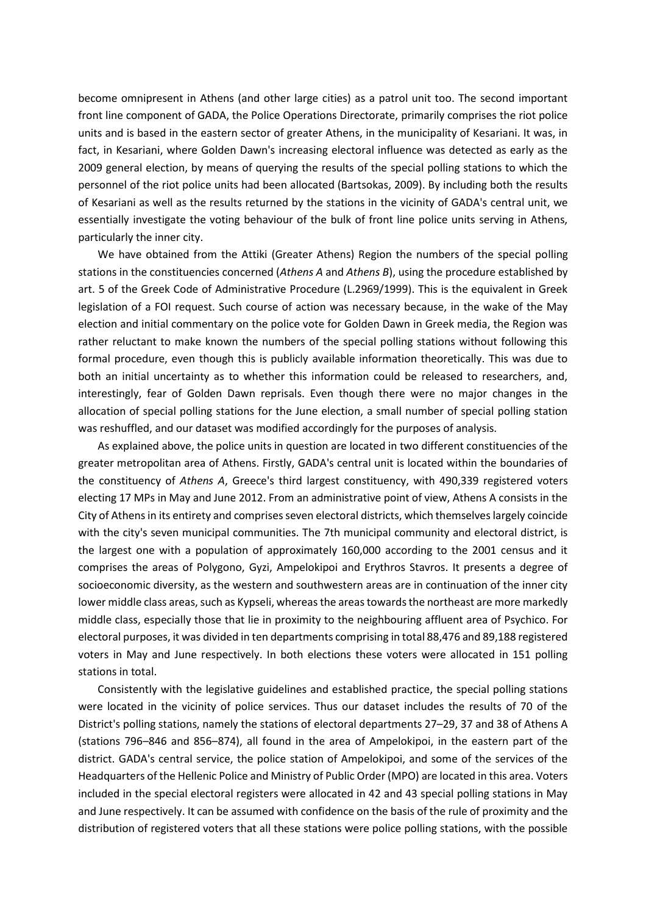become omnipresent in Athens (and other large cities) as a patrol unit too. The second important front line component of GADA, the Police Operations Directorate, primarily comprises the riot police units and is based in the eastern sector of greater Athens, in the municipality of Kesariani. It was, in fact, in Kesariani, where Golden Dawn's increasing electoral influence was detected as early as the 2009 general election, by means of querying the results of the special polling stations to which the personnel of the riot police units had been allocated (Bartsokas, 2009). By including both the results of Kesariani as well as the results returned by the stations in the vicinity of GADA's central unit, we essentially investigate the voting behaviour of the bulk of front line police units serving in Athens, particularly the inner city.

We have obtained from the Attiki (Greater Athens) Region the numbers of the special polling stations in the constituencies concerned (*Athens A* and *Athens B*), using the procedure established by art. 5 of the Greek Code of Administrative Procedure (L.2969/1999). This is the equivalent in Greek legislation of a FOI request. Such course of action was necessary because, in the wake of the May election and initial commentary on the police vote for Golden Dawn in Greek media, the Region was rather reluctant to make known the numbers of the special polling stations without following this formal procedure, even though this is publicly available information theoretically. This was due to both an initial uncertainty as to whether this information could be released to researchers, and, interestingly, fear of Golden Dawn reprisals. Even though there were no major changes in the allocation of special polling stations for the June election, a small number of special polling station was reshuffled, and our dataset was modified accordingly for the purposes of analysis.

As explained above, the police units in question are located in two different constituencies of the greater metropolitan area of Athens. Firstly, GADA's central unit is located within the boundaries of the constituency of *Athens A*, Greece's third largest constituency, with 490,339 registered voters electing 17 MPs in May and June 2012. From an administrative point of view, Athens A consists in the City of Athens in its entirety and comprises seven electoral districts, which themselves largely coincide with the city's seven municipal communities. The 7th municipal community and electoral district, is the largest one with a population of approximately 160,000 according to the 2001 census and it comprises the areas of Polygono, Gyzi, Ampelokipoi and Erythros Stavros. It presents a degree of socioeconomic diversity, as the western and southwestern areas are in continuation of the inner city lower middle class areas, such as Kypseli, whereas the areas towards the northeast are more markedly middle class, especially those that lie in proximity to the neighbouring affluent area of Psychico. For electoral purposes, it was divided in ten departments comprising in total 88,476 and 89,188 registered voters in May and June respectively. In both elections these voters were allocated in 151 polling stations in total.

Consistently with the legislative guidelines and established practice, the special polling stations were located in the vicinity of police services. Thus our dataset includes the results of 70 of the District's polling stations, namely the stations of electoral departments 27–29, 37 and 38 of Athens A (stations 796–846 and 856–874), all found in the area of Ampelokipoi, in the eastern part of the district. GADA's central service, the police station of Ampelokipoi, and some of the services of the Headquarters of the Hellenic Police and Ministry of Public Order (MPO) are located in this area. Voters included in the special electoral registers were allocated in 42 and 43 special polling stations in May and June respectively. It can be assumed with confidence on the basis of the rule of proximity and the distribution of registered voters that all these stations were police polling stations, with the possible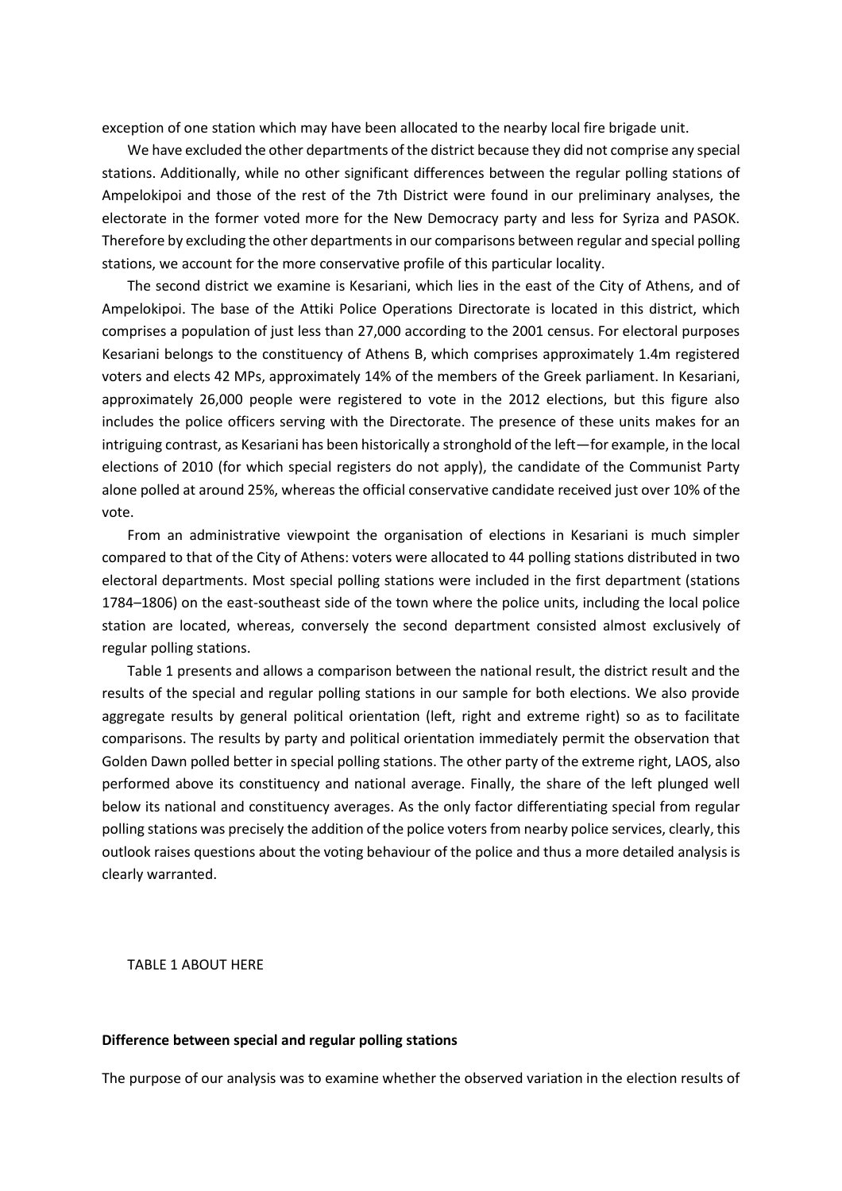exception of one station which may have been allocated to the nearby local fire brigade unit.

We have excluded the other departments of the district because they did not comprise any special stations. Additionally, while no other significant differences between the regular polling stations of Ampelokipoi and those of the rest of the 7th District were found in our preliminary analyses, the electorate in the former voted more for the New Democracy party and less for Syriza and PASOK. Therefore by excluding the other departments in our comparisons between regular and special polling stations, we account for the more conservative profile of this particular locality.

The second district we examine is Kesariani, which lies in the east of the City of Athens, and of Ampelokipoi. The base of the Attiki Police Operations Directorate is located in this district, which comprises a population of just less than 27,000 according to the 2001 census. For electoral purposes Kesariani belongs to the constituency of Athens B, which comprises approximately 1.4m registered voters and elects 42 MPs, approximately 14% of the members of the Greek parliament. In Kesariani, approximately 26,000 people were registered to vote in the 2012 elections, but this figure also includes the police officers serving with the Directorate. The presence of these units makes for an intriguing contrast, as Kesariani has been historically a stronghold of the left—for example, in the local elections of 2010 (for which special registers do not apply), the candidate of the Communist Party alone polled at around 25%, whereas the official conservative candidate received just over 10% of the vote.

From an administrative viewpoint the organisation of elections in Kesariani is much simpler compared to that of the City of Athens: voters were allocated to 44 polling stations distributed in two electoral departments. Most special polling stations were included in the first department (stations 1784–1806) on the east-southeast side of the town where the police units, including the local police station are located, whereas, conversely the second department consisted almost exclusively of regular polling stations.

Table 1 presents and allows a comparison between the national result, the district result and the results of the special and regular polling stations in our sample for both elections. We also provide aggregate results by general political orientation (left, right and extreme right) so as to facilitate comparisons. The results by party and political orientation immediately permit the observation that Golden Dawn polled better in special polling stations. The other party of the extreme right, LAOS, also performed above its constituency and national average. Finally, the share of the left plunged well below its national and constituency averages. As the only factor differentiating special from regular polling stations was precisely the addition of the police voters from nearby police services, clearly, this outlook raises questions about the voting behaviour of the police and thus a more detailed analysis is clearly warranted.

TABLE 1 ABOUT HERE

**Difference between special and regular polling stations**

The purpose of our analysis was to examine whether the observed variation in the election results of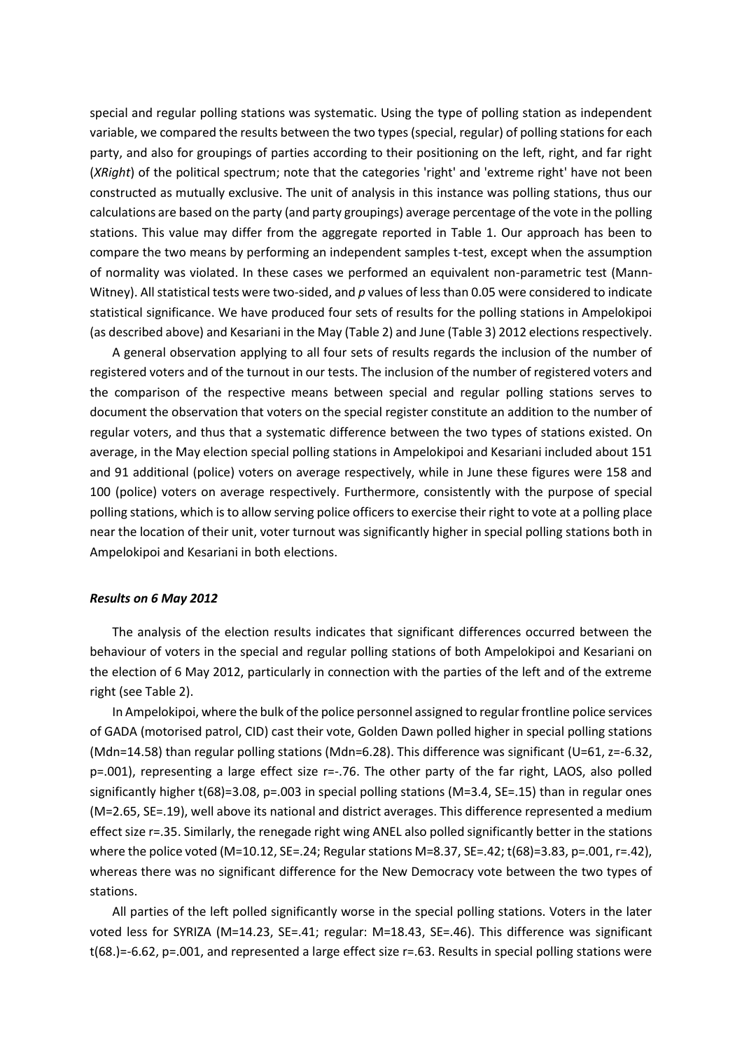special and regular polling stations was systematic. Using the type of polling station as independent variable, we compared the results between the two types (special, regular) of polling stations for each party, and also for groupings of parties according to their positioning on the left, right, and far right (*XRight*) of the political spectrum; note that the categories 'right' and 'extreme right' have not been constructed as mutually exclusive. The unit of analysis in this instance was polling stations, thus our calculations are based on the party (and party groupings) average percentage of the vote in the polling stations. This value may differ from the aggregate reported in Table 1. Our approach has been to compare the two means by performing an independent samples t-test, except when the assumption of normality was violated. In these cases we performed an equivalent non-parametric test (Mann-Witney). All statistical tests were two-sided, and *p* values of less than 0.05 were considered to indicate statistical significance. We have produced four sets of results for the polling stations in Ampelokipoi (as described above) and Kesariani in the May (Table 2) and June (Table 3) 2012 elections respectively.

A general observation applying to all four sets of results regards the inclusion of the number of registered voters and of the turnout in our tests. The inclusion of the number of registered voters and the comparison of the respective means between special and regular polling stations serves to document the observation that voters on the special register constitute an addition to the number of regular voters, and thus that a systematic difference between the two types of stations existed. On average, in the May election special polling stations in Ampelokipoi and Kesariani included about 151 and 91 additional (police) voters on average respectively, while in June these figures were 158 and 100 (police) voters on average respectively. Furthermore, consistently with the purpose of special polling stations, which is to allow serving police officers to exercise their right to vote at a polling place near the location of their unit, voter turnout was significantly higher in special polling stations both in Ampelokipoi and Kesariani in both elections.

### *Results on 6 May 2012*

The analysis of the election results indicates that significant differences occurred between the behaviour of voters in the special and regular polling stations of both Ampelokipoi and Kesariani on the election of 6 May 2012, particularly in connection with the parties of the left and of the extreme right (see Table 2).

In Ampelokipoi, where the bulk of the police personnel assigned to regular frontline police services of GADA (motorised patrol, CID) cast their vote, Golden Dawn polled higher in special polling stations (Mdn=14.58) than regular polling stations (Mdn=6.28). This difference was significant (U=61, z=-6.32, p=.001), representing a large effect size r=-.76. The other party of the far right, LAOS, also polled significantly higher t(68)=3.08, p=.003 in special polling stations (M=3.4, SE=.15) than in regular ones (M=2.65, SE=.19), well above its national and district averages. This difference represented a medium effect size r=.35. Similarly, the renegade right wing ANEL also polled significantly better in the stations where the police voted (M=10.12, SE=.24; Regular stations M=8.37, SE=.42; t(68)=3.83, p=.001, r=.42), whereas there was no significant difference for the New Democracy vote between the two types of stations.

All parties of the left polled significantly worse in the special polling stations. Voters in the later voted less for SYRIZA (M=14.23, SE=.41; regular: M=18.43, SE=.46). This difference was significant t(68.)=-6.62, p=.001, and represented a large effect size r=.63. Results in special polling stations were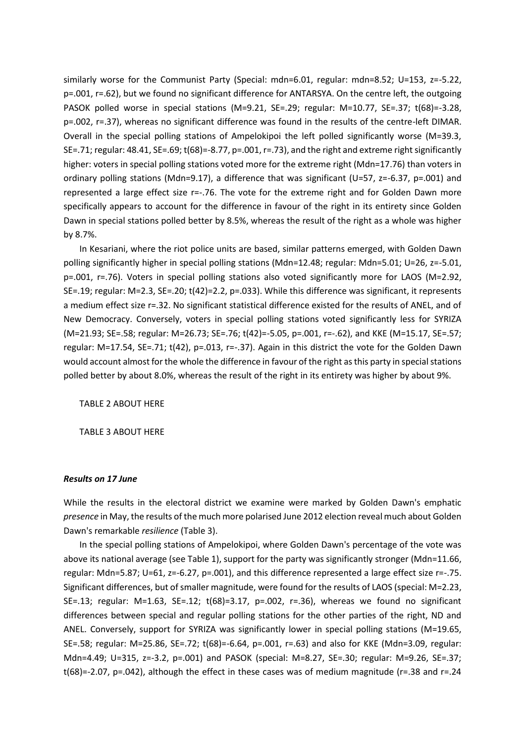similarly worse for the Communist Party (Special: mdn=6.01, regular: mdn=8.52; U=153, z=-5.22, p=.001, r=.62), but we found no significant difference for ANTARSYA. On the centre left, the outgoing PASOK polled worse in special stations (M=9.21, SE=.29; regular: M=10.77, SE=.37; t(68)=-3.28, p=.002, r=.37), whereas no significant difference was found in the results of the centre-left DIMAR. Overall in the special polling stations of Ampelokipoi the left polled significantly worse (M=39.3, SE=.71; regular: 48.41, SE=.69; t(68)=-8.77, p=.001, r=.73), and the right and extreme right significantly higher: voters in special polling stations voted more for the extreme right (Mdn=17.76) than voters in ordinary polling stations (Mdn=9.17), a difference that was significant (U=57, z=-6.37, p=.001) and represented a large effect size r=-.76. The vote for the extreme right and for Golden Dawn more specifically appears to account for the difference in favour of the right in its entirety since Golden Dawn in special stations polled better by 8.5%, whereas the result of the right as a whole was higher by 8.7%.

In Kesariani, where the riot police units are based, similar patterns emerged, with Golden Dawn polling significantly higher in special polling stations (Mdn=12.48; regular: Mdn=5.01; U=26, z=-5.01, p=.001, r=.76). Voters in special polling stations also voted significantly more for LAOS (M=2.92, SE=.19; regular: M=2.3, SE=.20; t(42)=2.2, p=.033). While this difference was significant, it represents a medium effect size r=.32. No significant statistical difference existed for the results of ANEL, and of New Democracy. Conversely, voters in special polling stations voted significantly less for SYRIZA (M=21.93; SE=.58; regular: M=26.73; SE=.76; t(42)=-5.05, p=.001, r=-.62), and KKE (M=15.17, SE=.57; regular: M=17.54, SE=.71; t(42), p=.013, r=-.37). Again in this district the vote for the Golden Dawn would account almost for the whole the difference in favour of the right as this party in special stations polled better by about 8.0%, whereas the result of the right in its entirety was higher by about 9%.

TABLE 2 ABOUT HERE

TABLE 3 ABOUT HERE

### *Results on 17 June*

While the results in the electoral district we examine were marked by Golden Dawn's emphatic *presence* in May, the results of the much more polarised June 2012 election reveal much about Golden Dawn's remarkable *resilience* (Table 3).

In the special polling stations of Ampelokipoi, where Golden Dawn's percentage of the vote was above its national average (see Table 1), support for the party was significantly stronger (Mdn=11.66, regular: Mdn=5.87; U=61, z=-6.27, p=.001), and this difference represented a large effect size r=-.75. Significant differences, but of smaller magnitude, were found for the results of LAOS (special: M=2.23, SE=.13; regular: M=1.63, SE=.12; t(68)=3.17, p=.002, r=.36), whereas we found no significant differences between special and regular polling stations for the other parties of the right, ND and ANEL. Conversely, support for SYRIZA was significantly lower in special polling stations (M=19.65, SE=.58; regular: M=25.86, SE=.72; t(68)=-6.64, p=.001, r=.63) and also for KKE (Mdn=3.09, regular: Mdn=4.49; U=315, z=-3.2, p=.001) and PASOK (special: M=8.27, SE=.30; regular: M=9.26, SE=.37; t(68)=-2.07, p=.042), although the effect in these cases was of medium magnitude (r=.38 and r=.24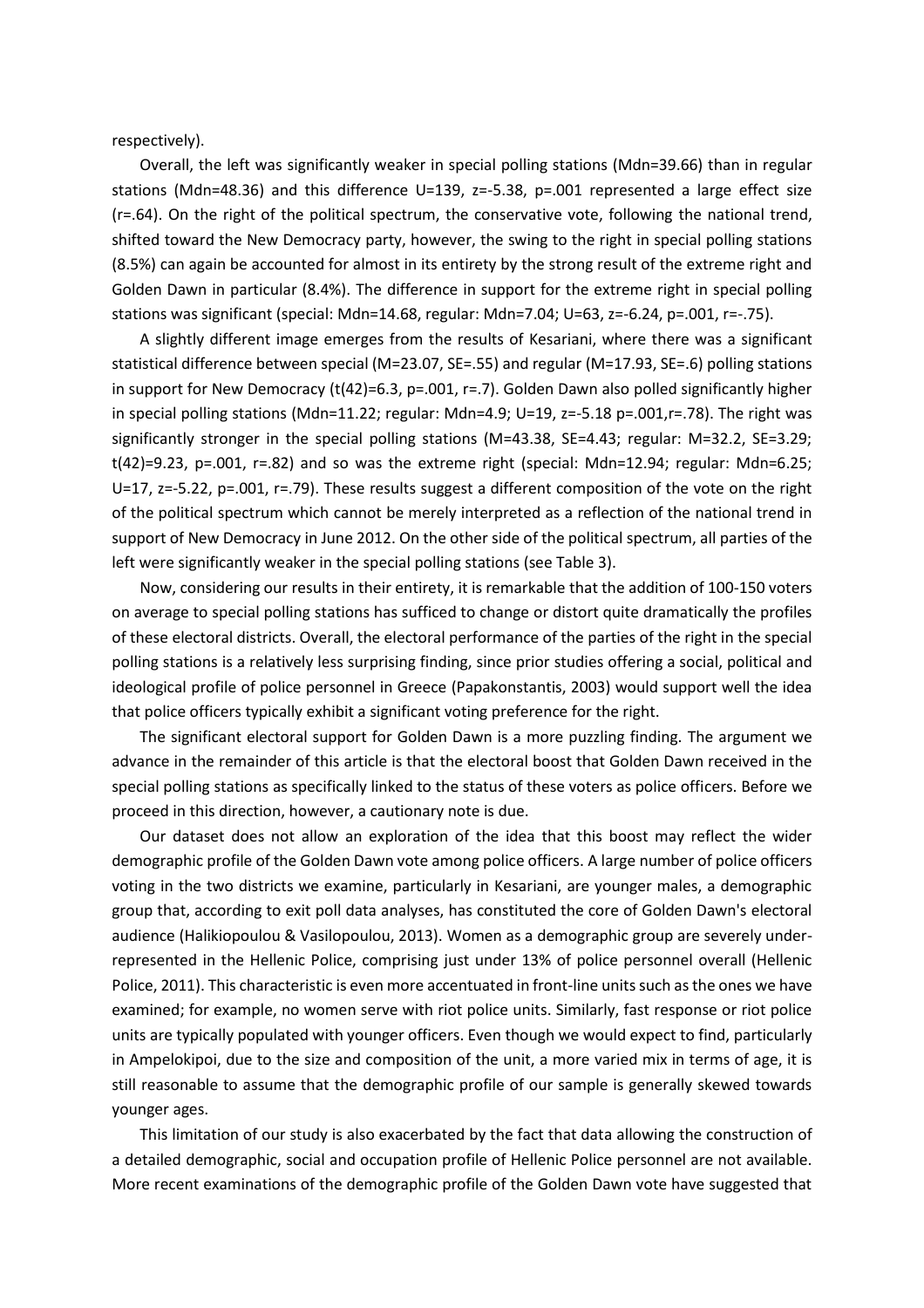respectively).

Overall, the left was significantly weaker in special polling stations (Mdn=39.66) than in regular stations (Mdn=48.36) and this difference $U=139$, $z=-5.38$, $p=.001$ represented a large effect size ($r=.64$). On the right of the political spectrum, the conservative vote, following the national trend, shifted toward the New Democracy party, however, the swing to the right in special polling stations (8.5%) can again be accounted for almost in its entirety by the strong result of the extreme right and Golden Dawn in particular (8.4%). The difference in support for the extreme right in special polling stations was significant (special: Mdn=14.68, regular: Mdn=7.04; $U=63$, $z=-6.24$, $p=.001$, $r=-.75$).

A slightly different image emerges from the results of Kesariani, where there was a significant statistical difference between special ($M=23.07$, $SE=.55$) and regular ($M=17.93$, $SE=.6$) polling stations in support for New Democracy ($t(42)=6.3$, $p=.001$, $r=.7$). Golden Dawn also polled significantly higher in special polling stations (Mdn=11.22; regular: Mdn=4.9; $U=19$, $z=-5.18$ $p=.001$, $r=.78$). The right was significantly stronger in the special polling stations ($M=43.38$, $SE=4.43$; regular: $M=32.2$, $SE=3.29$; $t(42)=9.23$, $p=.001$, $r=.82$) and so was the extreme right (special: Mdn=12.94; regular: Mdn=6.25; $U=17$, $z=-5.22$, $p=.001$, $r=.79$). These results suggest a different composition of the vote on the right of the political spectrum which cannot be merely interpreted as a reflection of the national trend in support of New Democracy in June 2012. On the other side of the political spectrum, all parties of the left were significantly weaker in the special polling stations (see Table 3).

Now, considering our results in their entirety, it is remarkable that the addition of 100-150 voters on average to special polling stations has sufficed to change or distort quite dramatically the profiles of these electoral districts. Overall, the electoral performance of the parties of the right in the special polling stations is a relatively less surprising finding, since prior studies offering a social, political and ideological profile of police personnel in Greece (Papakonstantis, 2003) would support well the idea that police officers typically exhibit a significant voting preference for the right.

The significant electoral support for Golden Dawn is a more puzzling finding. The argument we advance in the remainder of this article is that the electoral boost that Golden Dawn received in the special polling stations as specifically linked to the status of these voters as police officers. Before we proceed in this direction, however, a cautionary note is due.

Our dataset does not allow an exploration of the idea that this boost may reflect the wider demographic profile of the Golden Dawn vote among police officers. A large number of police officers voting in the two districts we examine, particularly in Kesariani, are younger males, a demographic group that, according to exit poll data analyses, has constituted the core of Golden Dawn's electoral audience (Halikiopoulou & Vasilopoulou, 2013). Women as a demographic group are severely under-represented in the Hellenic Police, comprising just under 13% of police personnel overall (Hellenic Police, 2011). This characteristic is even more accentuated in front-line units such as the ones we have examined; for example, no women serve with riot police units. Similarly, fast response or riot police units are typically populated with younger officers. Even though we would expect to find, particularly in Ampelokipoi, due to the size and composition of the unit, a more varied mix in terms of age, it is still reasonable to assume that the demographic profile of our sample is generally skewed towards younger ages.

This limitation of our study is also exacerbated by the fact that data allowing the construction of a detailed demographic, social and occupation profile of Hellenic Police personnel are not available. More recent examinations of the demographic profile of the Golden Dawn vote have suggested that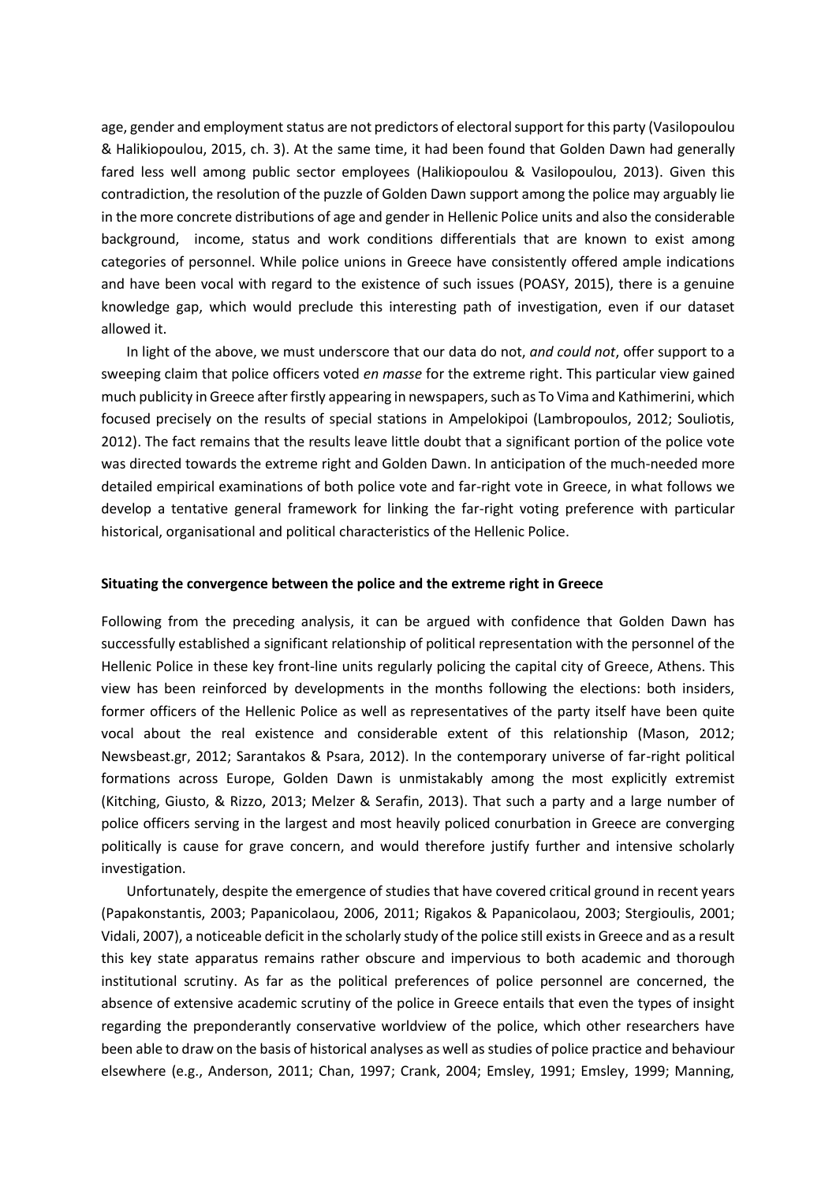age, gender and employment status are not predictors of electoral support for this party (Vasilopoulou & Halikiopoulou, 2015, ch. 3). At the same time, it had been found that Golden Dawn had generally fared less well among public sector employees (Halikiopoulou & Vasilopoulou, 2013). Given this contradiction, the resolution of the puzzle of Golden Dawn support among the police may arguably lie in the more concrete distributions of age and gender in Hellenic Police units and also the considerable background, income, status and work conditions differentials that are known to exist among categories of personnel. While police unions in Greece have consistently offered ample indications and have been vocal with regard to the existence of such issues (POASY, 2015), there is a genuine knowledge gap, which would preclude this interesting path of investigation, even if our dataset allowed it.

In light of the above, we must underscore that our data do not, *and could not*, offer support to a sweeping claim that police officers voted *en masse* for the extreme right. This particular view gained much publicity in Greece after firstly appearing in newspapers, such as To Vima and Kathimerini, which focused precisely on the results of special stations in Ampelokipoi (Lambropoulos, 2012; Souliotis, 2012). The fact remains that the results leave little doubt that a significant portion of the police vote was directed towards the extreme right and Golden Dawn. In anticipation of the much-needed more detailed empirical examinations of both police vote and far-right vote in Greece, in what follows we develop a tentative general framework for linking the far-right voting preference with particular historical, organisational and political characteristics of the Hellenic Police.

**Situating the convergence between the police and the extreme right in Greece**

Following from the preceding analysis, it can be argued with confidence that Golden Dawn has successfully established a significant relationship of political representation with the personnel of the Hellenic Police in these key front-line units regularly policing the capital city of Greece, Athens. This view has been reinforced by developments in the months following the elections: both insiders, former officers of the Hellenic Police as well as representatives of the party itself have been quite vocal about the real existence and considerable extent of this relationship (Mason, 2012; Newsbeast.gr, 2012; Sarantakos & Psara, 2012). In the contemporary universe of far-right political formations across Europe, Golden Dawn is unmistakably among the most explicitly extremist (Kitching, Giusto, & Rizzo, 2013; Melzer & Serafin, 2013). That such a party and a large number of police officers serving in the largest and most heavily policed conurbation in Greece are converging politically is cause for grave concern, and would therefore justify further and intensive scholarly investigation.

Unfortunately, despite the emergence of studies that have covered critical ground in recent years (Papakonstantis, 2003; Papanicolaou, 2006, 2011; Rigakos & Papanicolaou, 2003; Stergioulis, 2001; Vidali, 2007), a noticeable deficit in the scholarly study of the police still exists in Greece and as a result this key state apparatus remains rather obscure and impervious to both academic and thorough institutional scrutiny. As far as the political preferences of police personnel are concerned, the absence of extensive academic scrutiny of the police in Greece entails that even the types of insight regarding the preponderantly conservative worldview of the police, which other researchers have been able to draw on the basis of historical analyses as well as studies of police practice and behaviour elsewhere (e.g., Anderson, 2011; Chan, 1997; Crank, 2004; Emsley, 1991; Emsley, 1999; Manning,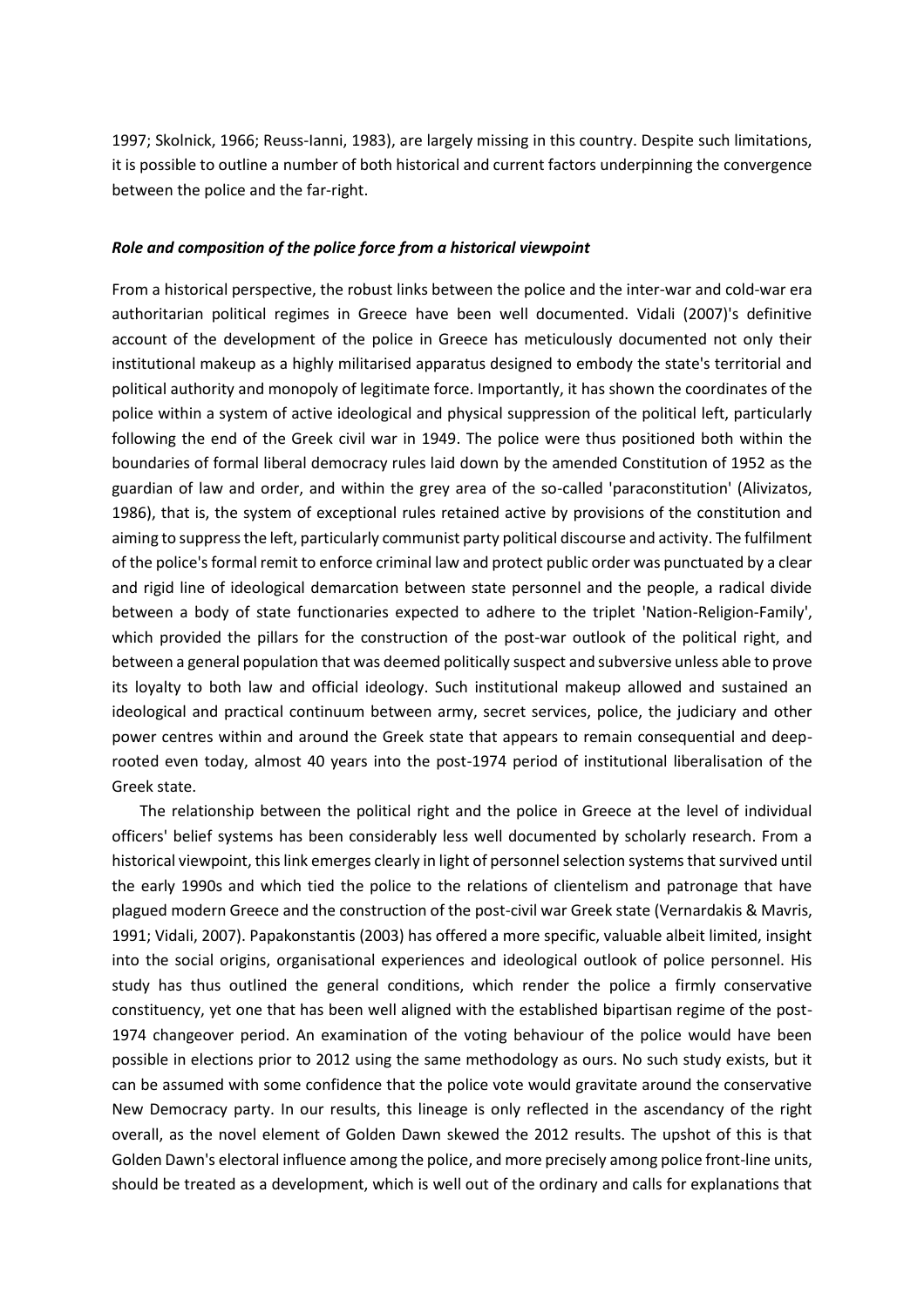1997; Skolnick, 1966; Reuss-Ianni, 1983), are largely missing in this country. Despite such limitations, it is possible to outline a number of both historical and current factors underpinning the convergence between the police and the far-right.

### *Role and composition of the police force from a historical viewpoint*

From a historical perspective, the robust links between the police and the inter-war and cold-war era authoritarian political regimes in Greece have been well documented. Vidali (2007)'s definitive account of the development of the police in Greece has meticulously documented not only their institutional makeup as a highly militarised apparatus designed to embody the state's territorial and political authority and monopoly of legitimate force. Importantly, it has shown the coordinates of the police within a system of active ideological and physical suppression of the political left, particularly following the end of the Greek civil war in 1949. The police were thus positioned both within the boundaries of formal liberal democracy rules laid down by the amended Constitution of 1952 as the guardian of law and order, and within the grey area of the so-called 'paraconstitution' (Alivizatos, 1986), that is, the system of exceptional rules retained active by provisions of the constitution and aiming to suppress the left, particularly communist party political discourse and activity. The fulfilment of the police's formal remit to enforce criminal law and protect public order was punctuated by a clear and rigid line of ideological demarcation between state personnel and the people, a radical divide between a body of state functionaries expected to adhere to the triplet 'Nation-Religion-Family', which provided the pillars for the construction of the post-war outlook of the political right, and between a general population that was deemed politically suspect and subversive unless able to prove its loyalty to both law and official ideology. Such institutional makeup allowed and sustained an ideological and practical continuum between army, secret services, police, the judiciary and other power centres within and around the Greek state that appears to remain consequential and deep-rooted even today, almost 40 years into the post-1974 period of institutional liberalisation of the Greek state.

The relationship between the political right and the police in Greece at the level of individual officers' belief systems has been considerably less well documented by scholarly research. From a historical viewpoint, this link emerges clearly in light of personnel selection systems that survived until the early 1990s and which tied the police to the relations of clientelism and patronage that have plagued modern Greece and the construction of the post-civil war Greek state (Vernardakis & Mavris, 1991; Vidali, 2007). Papakonstantis (2003) has offered a more specific, valuable albeit limited, insight into the social origins, organisational experiences and ideological outlook of police personnel. His study has thus outlined the general conditions, which render the police a firmly conservative constituency, yet one that has been well aligned with the established bipartisan regime of the post-1974 changeover period. An examination of the voting behaviour of the police would have been possible in elections prior to 2012 using the same methodology as ours. No such study exists, but it can be assumed with some confidence that the police vote would gravitate around the conservative New Democracy party. In our results, this lineage is only reflected in the ascendancy of the right overall, as the novel element of Golden Dawn skewed the 2012 results. The upshot of this is that Golden Dawn's electoral influence among the police, and more precisely among police front-line units, should be treated as a development, which is well out of the ordinary and calls for explanations that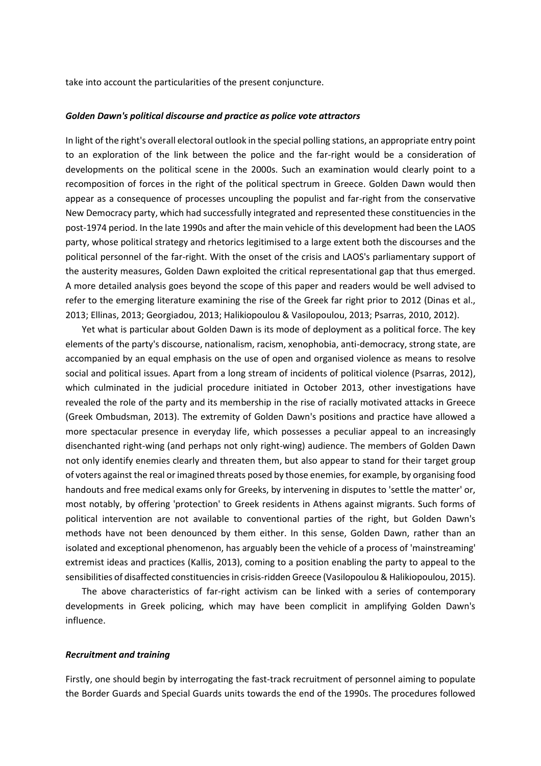take into account the particularities of the present conjuncture.

### *Golden Dawn's political discourse and practice as police vote attractors*

In light of the right's overall electoral outlook in the special polling stations, an appropriate entry point to an exploration of the link between the police and the far-right would be a consideration of developments on the political scene in the 2000s. Such an examination would clearly point to a recomposition of forces in the right of the political spectrum in Greece. Golden Dawn would then appear as a consequence of processes uncoupling the populist and far-right from the conservative New Democracy party, which had successfully integrated and represented these constituencies in the post-1974 period. In the late 1990s and after the main vehicle of this development had been the LAOS party, whose political strategy and rhetorics legitimised to a large extent both the discourses and the political personnel of the far-right. With the onset of the crisis and LAOS's parliamentary support of the austerity measures, Golden Dawn exploited the critical representational gap that thus emerged. A more detailed analysis goes beyond the scope of this paper and readers would be well advised to refer to the emerging literature examining the rise of the Greek far right prior to 2012 (Dinas et al., 2013; Ellinas, 2013; Georgiadou, 2013; Halikiopoulou & Vasilopoulou, 2013; Psarras, 2010, 2012).

Yet what is particular about Golden Dawn is its mode of deployment as a political force. The key elements of the party's discourse, nationalism, racism, xenophobia, anti-democracy, strong state, are accompanied by an equal emphasis on the use of open and organised violence as means to resolve social and political issues. Apart from a long stream of incidents of political violence (Psarras, 2012), which culminated in the judicial procedure initiated in October 2013, other investigations have revealed the role of the party and its membership in the rise of racially motivated attacks in Greece (Greek Ombudsman, 2013). The extremity of Golden Dawn's positions and practice have allowed a more spectacular presence in everyday life, which possesses a peculiar appeal to an increasingly disenchanted right-wing (and perhaps not only right-wing) audience. The members of Golden Dawn not only identify enemies clearly and threaten them, but also appear to stand for their target group of voters against the real or imagined threats posed by those enemies, for example, by organising food handouts and free medical exams only for Greeks, by intervening in disputes to 'settle the matter' or, most notably, by offering 'protection' to Greek residents in Athens against migrants. Such forms of political intervention are not available to conventional parties of the right, but Golden Dawn's methods have not been denounced by them either. In this sense, Golden Dawn, rather than an isolated and exceptional phenomenon, has arguably been the vehicle of a process of 'mainstreaming' extremist ideas and practices (Kallis, 2013), coming to a position enabling the party to appeal to the sensibilities of disaffected constituencies in crisis-ridden Greece (Vasilopoulou & Halikiopoulou, 2015).

The above characteristics of far-right activism can be linked with a series of contemporary developments in Greek policing, which may have been complicit in amplifying Golden Dawn's influence.

### *Recruitment and training*

Firstly, one should begin by interrogating the fast-track recruitment of personnel aiming to populate the Border Guards and Special Guards units towards the end of the 1990s. The procedures followed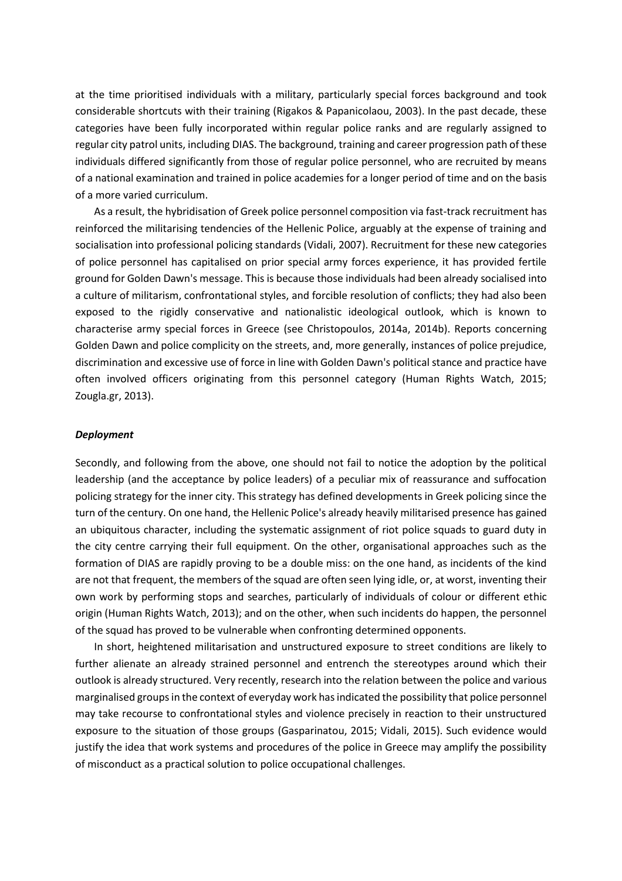at the time prioritised individuals with a military, particularly special forces background and took considerable shortcuts with their training (Rigakos & Papanicolaou, 2003). In the past decade, these categories have been fully incorporated within regular police ranks and are regularly assigned to regular city patrol units, including DIAS. The background, training and career progression path of these individuals differed significantly from those of regular police personnel, who are recruited by means of a national examination and trained in police academies for a longer period of time and on the basis of a more varied curriculum.

As a result, the hybridisation of Greek police personnel composition via fast-track recruitment has reinforced the militarising tendencies of the Hellenic Police, arguably at the expense of training and socialisation into professional policing standards (Vidali, 2007). Recruitment for these new categories of police personnel has capitalised on prior special army forces experience, it has provided fertile ground for Golden Dawn's message. This is because those individuals had been already socialised into a culture of militarism, confrontational styles, and forcible resolution of conflicts; they had also been exposed to the rigidly conservative and nationalistic ideological outlook, which is known to characterise army special forces in Greece (see Christopoulos, 2014a, 2014b). Reports concerning Golden Dawn and police complicity on the streets, and, more generally, instances of police prejudice, discrimination and excessive use of force in line with Golden Dawn's political stance and practice have often involved officers originating from this personnel category (Human Rights Watch, 2015; Zougla.gr, 2013).

### *Deployment*

Secondly, and following from the above, one should not fail to notice the adoption by the political leadership (and the acceptance by police leaders) of a peculiar mix of reassurance and suffocation policing strategy for the inner city. This strategy has defined developments in Greek policing since the turn of the century. On one hand, the Hellenic Police's already heavily militarised presence has gained an ubiquitous character, including the systematic assignment of riot police squads to guard duty in the city centre carrying their full equipment. On the other, organisational approaches such as the formation of DIAS are rapidly proving to be a double miss: on the one hand, as incidents of the kind are not that frequent, the members of the squad are often seen lying idle, or, at worst, inventing their own work by performing stops and searches, particularly of individuals of colour or different ethic origin (Human Rights Watch, 2013); and on the other, when such incidents do happen, the personnel of the squad has proved to be vulnerable when confronting determined opponents.

In short, heightened militarisation and unstructured exposure to street conditions are likely to further alienate an already strained personnel and entrench the stereotypes around which their outlook is already structured. Very recently, research into the relation between the police and various marginalised groups in the context of everyday work has indicated the possibility that police personnel may take recourse to confrontational styles and violence precisely in reaction to their unstructured exposure to the situation of those groups (Gasparinatou, 2015; Vidali, 2015). Such evidence would justify the idea that work systems and procedures of the police in Greece may amplify the possibility of misconduct as a practical solution to police occupational challenges.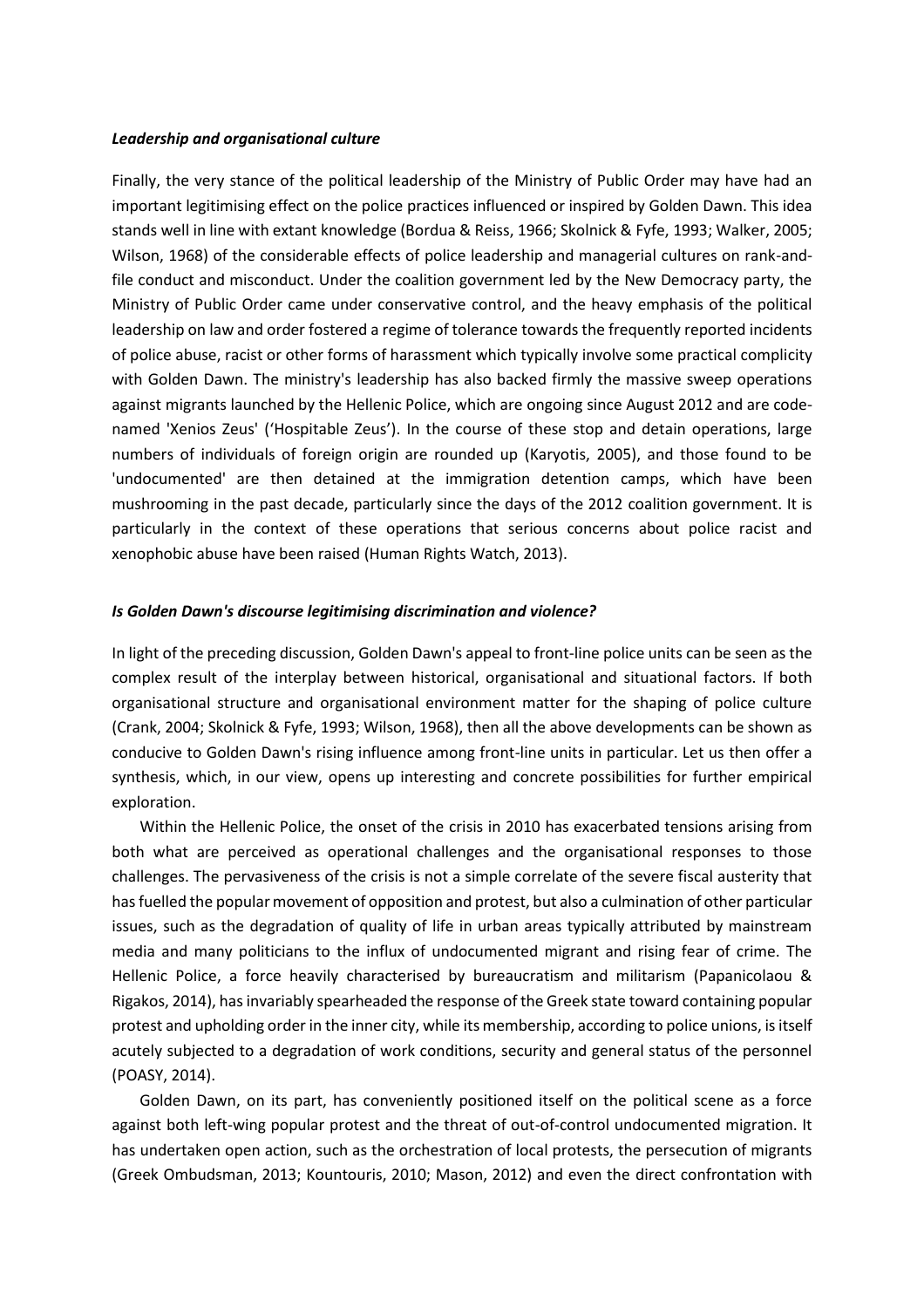### *Leadership and organisational culture*

Finally, the very stance of the political leadership of the Ministry of Public Order may have had an important legitimising effect on the police practices influenced or inspired by Golden Dawn. This idea stands well in line with extant knowledge (Bordua & Reiss, 1966; Skolnick & Fyfe, 1993; Walker, 2005; Wilson, 1968) of the considerable effects of police leadership and managerial cultures on rank-and-file conduct and misconduct. Under the coalition government led by the New Democracy party, the Ministry of Public Order came under conservative control, and the heavy emphasis of the political leadership on law and order fostered a regime of tolerance towards the frequently reported incidents of police abuse, racist or other forms of harassment which typically involve some practical complicity with Golden Dawn. The ministry's leadership has also backed firmly the massive sweep operations against migrants launched by the Hellenic Police, which are ongoing since August 2012 and are code-named 'Xenios Zeus' ('Hospitable Zeus'). In the course of these stop and detain operations, large numbers of individuals of foreign origin are rounded up (Karyotis, 2005), and those found to be 'undocumented' are then detained at the immigration detention camps, which have been mushrooming in the past decade, particularly since the days of the 2012 coalition government. It is particularly in the context of these operations that serious concerns about police racist and xenophobic abuse have been raised (Human Rights Watch, 2013).

### *Is Golden Dawn's discourse legitimising discrimination and violence?*

In light of the preceding discussion, Golden Dawn's appeal to front-line police units can be seen as the complex result of the interplay between historical, organisational and situational factors. If both organisational structure and organisational environment matter for the shaping of police culture (Crank, 2004; Skolnick & Fyfe, 1993; Wilson, 1968), then all the above developments can be shown as conducive to Golden Dawn's rising influence among front-line units in particular. Let us then offer a synthesis, which, in our view, opens up interesting and concrete possibilities for further empirical exploration.

Within the Hellenic Police, the onset of the crisis in 2010 has exacerbated tensions arising from both what are perceived as operational challenges and the organisational responses to those challenges. The pervasiveness of the crisis is not a simple correlate of the severe fiscal austerity that has fuelled the popular movement of opposition and protest, but also a culmination of other particular issues, such as the degradation of quality of life in urban areas typically attributed by mainstream media and many politicians to the influx of undocumented migrant and rising fear of crime. The Hellenic Police, a force heavily characterised by bureaucratism and militarism (Papanicolaou & Rigakos, 2014), has invariably spearheaded the response of the Greek state toward containing popular protest and upholding order in the inner city, while its membership, according to police unions, is itself acutely subjected to a degradation of work conditions, security and general status of the personnel (POASY, 2014).

Golden Dawn, on its part, has conveniently positioned itself on the political scene as a force against both left-wing popular protest and the threat of out-of-control undocumented migration. It has undertaken open action, such as the orchestration of local protests, the persecution of migrants (Greek Ombudsman, 2013; Kountouris, 2010; Mason, 2012) and even the direct confrontation with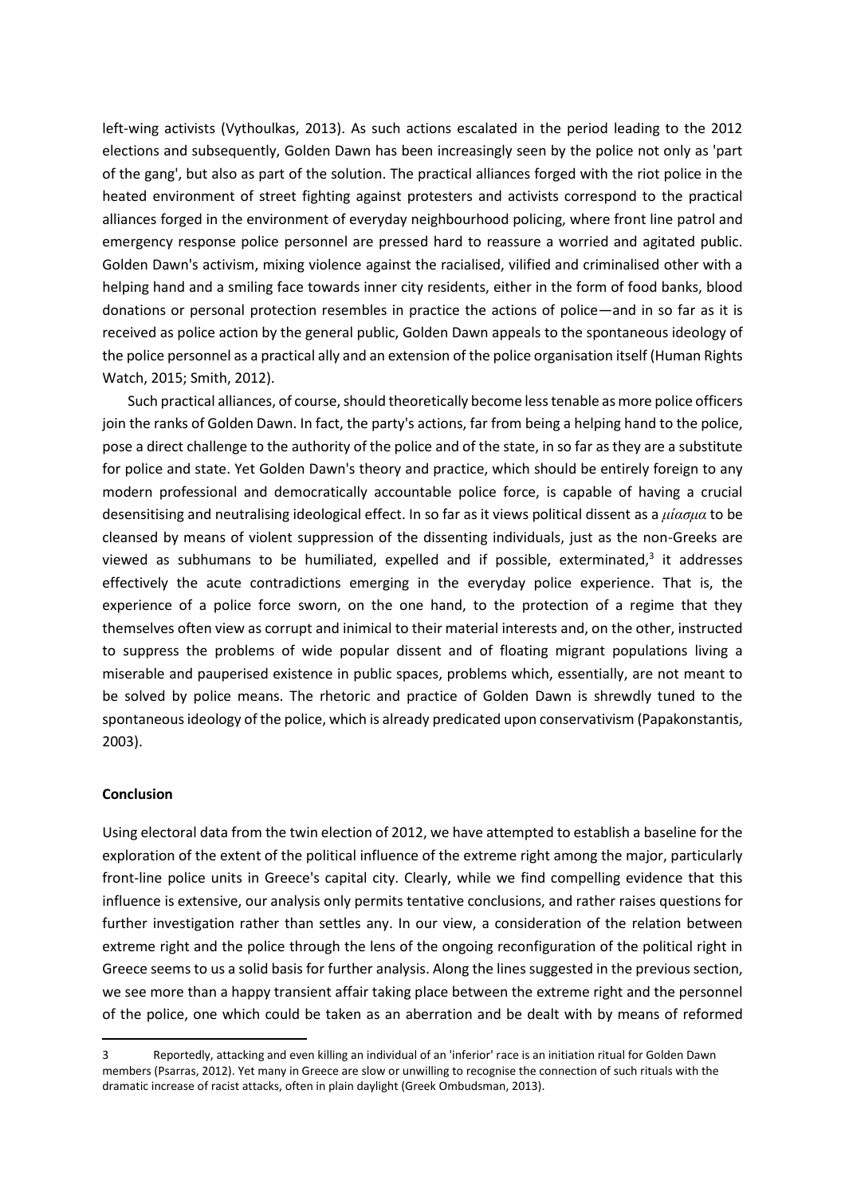left-wing activists (Vythoulkas, 2013). As such actions escalated in the period leading to the 2012 elections and subsequently, Golden Dawn has been increasingly seen by the police not only as 'part of the gang', but also as part of the solution. The practical alliances forged with the riot police in the heated environment of street fighting against protesters and activists correspond to the practical alliances forged in the environment of everyday neighbourhood policing, where front line patrol and emergency response police personnel are pressed hard to reassure a worried and agitated public. Golden Dawn's activism, mixing violence against the racialised, vilified and criminalised other with a helping hand and a smiling face towards inner city residents, either in the form of food banks, blood donations or personal protection resembles in practice the actions of police—and in so far as it is received as police action by the general public, Golden Dawn appeals to the spontaneous ideology of the police personnel as a practical ally and an extension of the police organisation itself (Human Rights Watch, 2015; Smith, 2012).

Such practical alliances, of course, should theoretically become less tenable as more police officers join the ranks of Golden Dawn. In fact, the party's actions, far from being a helping hand to the police, pose a direct challenge to the authority of the police and of the state, in so far as they are a substitute for police and state. Yet Golden Dawn's theory and practice, which should be entirely foreign to any modern professional and democratically accountable police force, is capable of having a crucial desensitising and neutralising ideological effect. In so far as it views political dissent as a *μίασμα* to be cleansed by means of violent suppression of the dissenting individuals, just as the non-Greeks are viewed as subhumans to be humiliated, expelled and if possible, exterminated,[3] it addresses effectively the acute contradictions emerging in the everyday police experience. That is, the experience of a police force sworn, on the one hand, to the protection of a regime that they themselves often view as corrupt and inimical to their material interests and, on the other, instructed to suppress the problems of wide popular dissent and of floating migrant populations living a miserable and pauperised existence in public spaces, problems which, essentially, are not meant to be solved by police means. The rhetoric and practice of Golden Dawn is shrewdly tuned to the spontaneous ideology of the police, which is already predicated upon conservativism (Papakonstantis, 2003).

## Conclusion

Using electoral data from the twin election of 2012, we have attempted to establish a baseline for the exploration of the extent of the political influence of the extreme right among the major, particularly front-line police units in Greece's capital city. Clearly, while we find compelling evidence that this influence is extensive, our analysis only permits tentative conclusions, and rather raises questions for further investigation rather than settles any. In our view, a consideration of the relation between extreme right and the police through the lens of the ongoing reconfiguration of the political right in Greece seems to us a solid basis for further analysis. Along the lines suggested in the previous section, we see more than a happy transient affair taking place between the extreme right and the personnel of the police, one which could be taken as an aberration and be dealt with by means of reformed

---

[3] Reportedly, attacking and even killing an individual of an 'inferior' race is an initiation ritual for Golden Dawn members (Psarras, 2012). Yet many in Greece are slow or unwilling to recognise the connection of such rituals with the dramatic increase of racist attacks, often in plain daylight (Greek Ombudsman, 2013).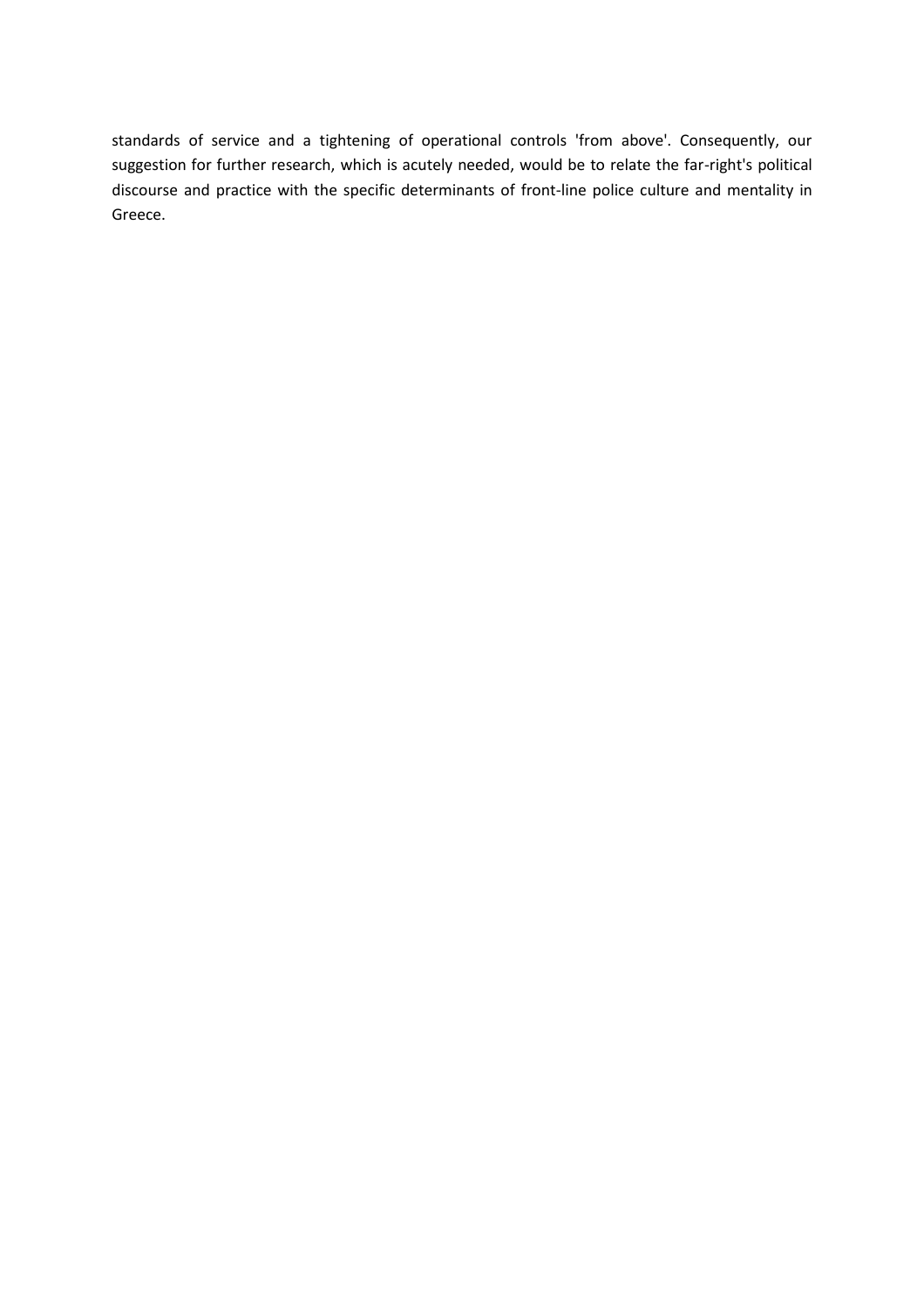standards of service and a tightening of operational controls 'from above'. Consequently, our suggestion for further research, which is acutely needed, would be to relate the far-right's political discourse and practice with the specific determinants of front-line police culture and mentality in Greece.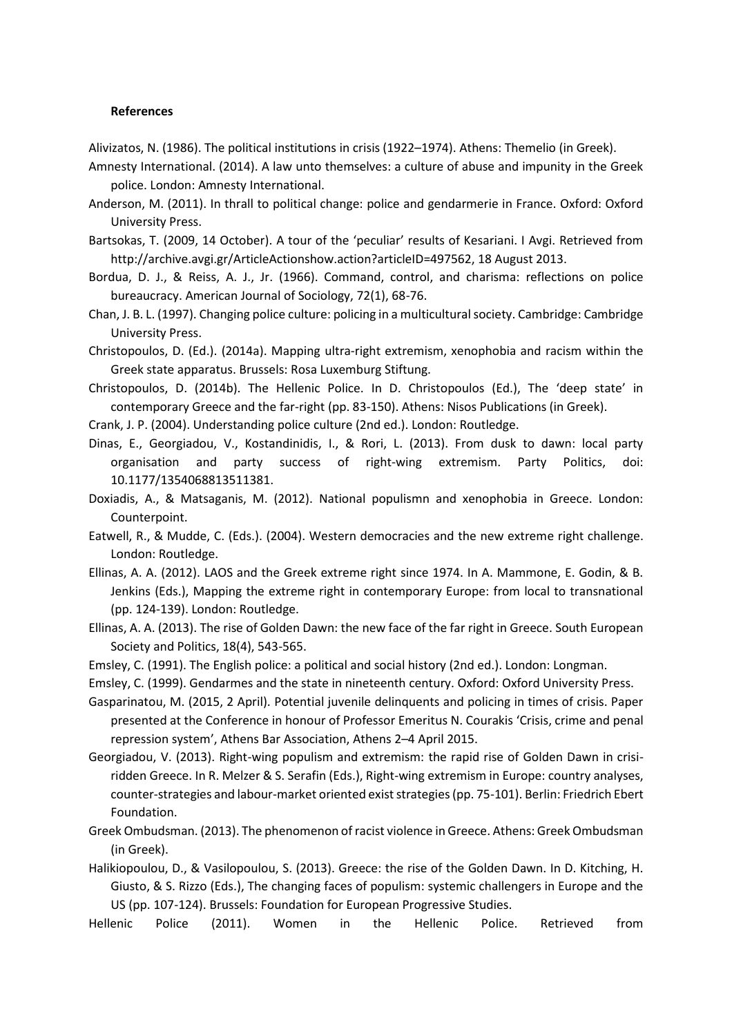**References**

Alivizatos, N. (1986). The political institutions in crisis (1922–1974). Athens: Themelio (in Greek).

Amnesty International. (2014). A law unto themselves: a culture of abuse and impunity in the Greek police. London: Amnesty International.

Anderson, M. (2011). In thrall to political change: police and gendarmerie in France. Oxford: Oxford University Press.

Bartsokas, T. (2009, 14 October). A tour of the 'peculiar' results of Kesariani. I Avgi. Retrieved from http://archive.avgi.gr/ArticleActionshow.action?articleID=497562, 18 August 2013.

Bordua, D. J., & Reiss, A. J., Jr. (1966). Command, control, and charisma: reflections on police bureaucracy. American Journal of Sociology, 72(1), 68-76.

Chan, J. B. L. (1997). Changing police culture: policing in a multicultural society. Cambridge: Cambridge University Press.

Christopoulos, D. (Ed.). (2014a). Mapping ultra-right extremism, xenophobia and racism within the Greek state apparatus. Brussels: Rosa Luxemburg Stiftung.

Christopoulos, D. (2014b). The Hellenic Police. In D. Christopoulos (Ed.), The 'deep state' in contemporary Greece and the far-right (pp. 83-150). Athens: Nisos Publications (in Greek).

Crank, J. P. (2004). Understanding police culture (2nd ed.). London: Routledge.

Dinas, E., Georgiadou, V., Kostandinidis, I., & Rori, L. (2013). From dusk to dawn: local party organisation and party success of right-wing extremism. Party Politics, doi: 10.1177/1354068813511381.

Doxiadis, A., & Matsaganis, M. (2012). National populismn and xenophobia in Greece. London: Counterpoint.

Eatwell, R., & Mudde, C. (Eds.). (2004). Western democracies and the new extreme right challenge. London: Routledge.

Ellinas, A. A. (2012). LAOS and the Greek extreme right since 1974. In A. Mammone, E. Godin, & B. Jenkins (Eds.), Mapping the extreme right in contemporary Europe: from local to transnational (pp. 124-139). London: Routledge.

Ellinas, A. A. (2013). The rise of Golden Dawn: the new face of the far right in Greece. South European Society and Politics, 18(4), 543-565.

Emsley, C. (1991). The English police: a political and social history (2nd ed.). London: Longman.

Emsley, C. (1999). Gendarmes and the state in nineteenth century. Oxford: Oxford University Press.

Gasparinatou, M. (2015, 2 April). Potential juvenile delinquents and policing in times of crisis. Paper presented at the Conference in honour of Professor Emeritus N. Courakis 'Crisis, crime and penal repression system', Athens Bar Association, Athens 2–4 April 2015.

Georgiadou, V. (2013). Right-wing populism and extremism: the rapid rise of Golden Dawn in crisi-ridden Greece. In R. Melzer & S. Serafin (Eds.), Right-wing extremism in Europe: country analyses, counter-strategies and labour-market oriented exist strategies (pp. 75-101). Berlin: Friedrich Ebert Foundation.

Greek Ombudsman. (2013). The phenomenon of racist violence in Greece. Athens: Greek Ombudsman (in Greek).

Halikiopoulou, D., & Vasilopoulou, S. (2013). Greece: the rise of the Golden Dawn. In D. Kitching, H. Giusto, & S. Rizzo (Eds.), The changing faces of populism: systemic challengers in Europe and the US (pp. 107-124). Brussels: Foundation for European Progressive Studies.

Hellenic Police (2011). Women in the Hellenic Police. Retrieved from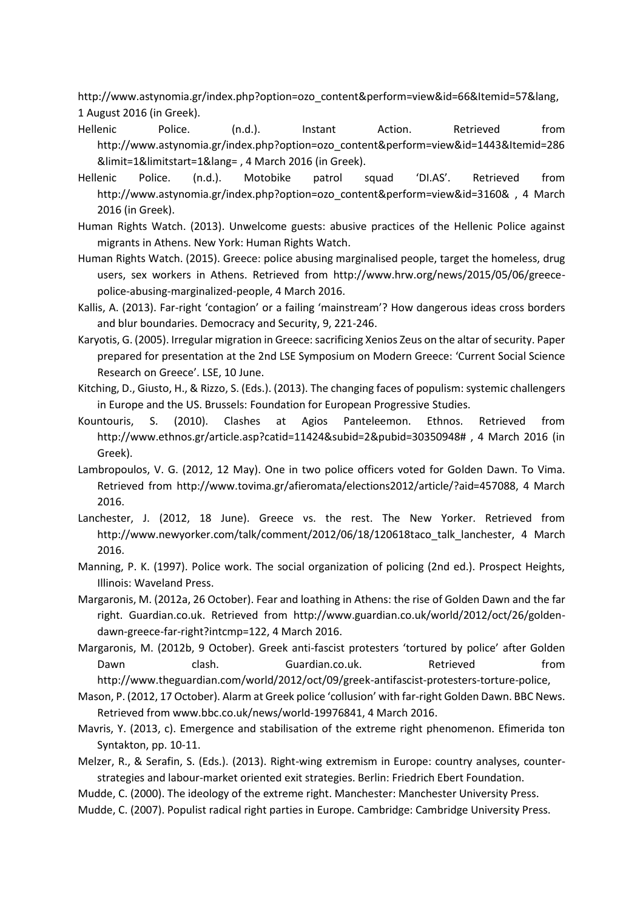http://www.astynomia.gr/index.php?option=ozo_content&perform=view&id=66&Itemid=57&lang, 1 August 2016 (in Greek).

Hellenic Police. (n.d.). Instant Action. Retrieved from http://www.astynomia.gr/index.php?option=ozo_content&perform=view&id=1443&Itemid=286&limit=1&limitstart=1&lang= , 4 March 2016 (in Greek).

Hellenic Police. (n.d.). Motobike patrol squad 'DI.AS'. Retrieved from http://www.astynomia.gr/index.php?option=ozo_content&perform=view&id=3160& , 4 March 2016 (in Greek).

Human Rights Watch. (2013). Unwelcome guests: abusive practices of the Hellenic Police against migrants in Athens. New York: Human Rights Watch.

Human Rights Watch. (2015). Greece: police abusing marginalised people, target the homeless, drug users, sex workers in Athens. Retrieved from http://www.hrw.org/news/2015/05/06/greece-police-abusing-marginalized-people, 4 March 2016.

Kallis, A. (2013). Far-right 'contagion' or a failing 'mainstream'? How dangerous ideas cross borders and blur boundaries. Democracy and Security, 9, 221-246.

Karyotis, G. (2005). Irregular migration in Greece: sacrificing Xenios Zeus on the altar of security. Paper prepared for presentation at the 2nd LSE Symposium on Modern Greece: 'Current Social Science Research on Greece'. LSE, 10 June.

Kitching, D., Giusto, H., & Rizzo, S. (Eds.). (2013). The changing faces of populism: systemic challengers in Europe and the US. Brussels: Foundation for European Progressive Studies.

Kountouris, S. (2010). Clashes at Agios Panteleemon. Ethnos. Retrieved from http://www.ethnos.gr/article.asp?catid=11424&subid=2&pubid=30350948# , 4 March 2016 (in Greek).

Lambropoulos, V. G. (2012, 12 May). One in two police officers voted for Golden Dawn. To Vima. Retrieved from http://www.tovima.gr/afieromata/elections2012/article/?aid=457088, 4 March 2016.

Lanchester, J. (2012, 18 June). Greece vs. the rest. The New Yorker. Retrieved from http://www.newyorker.com/talk/comment/2012/06/18/120618taco_talk_lanchester, 4 March 2016.

Manning, P. K. (1997). Police work. The social organization of policing (2nd ed.). Prospect Heights, Illinois: Waveland Press.

Margaronis, M. (2012a, 26 October). Fear and loathing in Athens: the rise of Golden Dawn and the far right. Guardian.co.uk. Retrieved from http://www.guardian.co.uk/world/2012/oct/26/golden-dawn-greece-far-right?intcmp=122, 4 March 2016.

Margaronis, M. (2012b, 9 October). Greek anti-fascist protesters 'tortured by police' after Golden Dawn clash. Guardian.co.uk. Retrieved from http://www.theguardian.com/world/2012/oct/09/greek-antifascist-protesters-torture-police,

Mason, P. (2012, 17 October). Alarm at Greek police 'collusion' with far-right Golden Dawn. BBC News. Retrieved from www.bbc.co.uk/news/world-19976841, 4 March 2016.

Mavris, Y. (2013, c). Emergence and stabilisation of the extreme right phenomenon. Efimerida ton Syntakton, pp. 10-11.

Melzer, R., & Serafin, S. (Eds.). (2013). Right-wing extremism in Europe: country analyses, counter-strategies and labour-market oriented exit strategies. Berlin: Friedrich Ebert Foundation.

Mudde, C. (2000). The ideology of the extreme right. Manchester: Manchester University Press.

Mudde, C. (2007). Populist radical right parties in Europe. Cambridge: Cambridge University Press.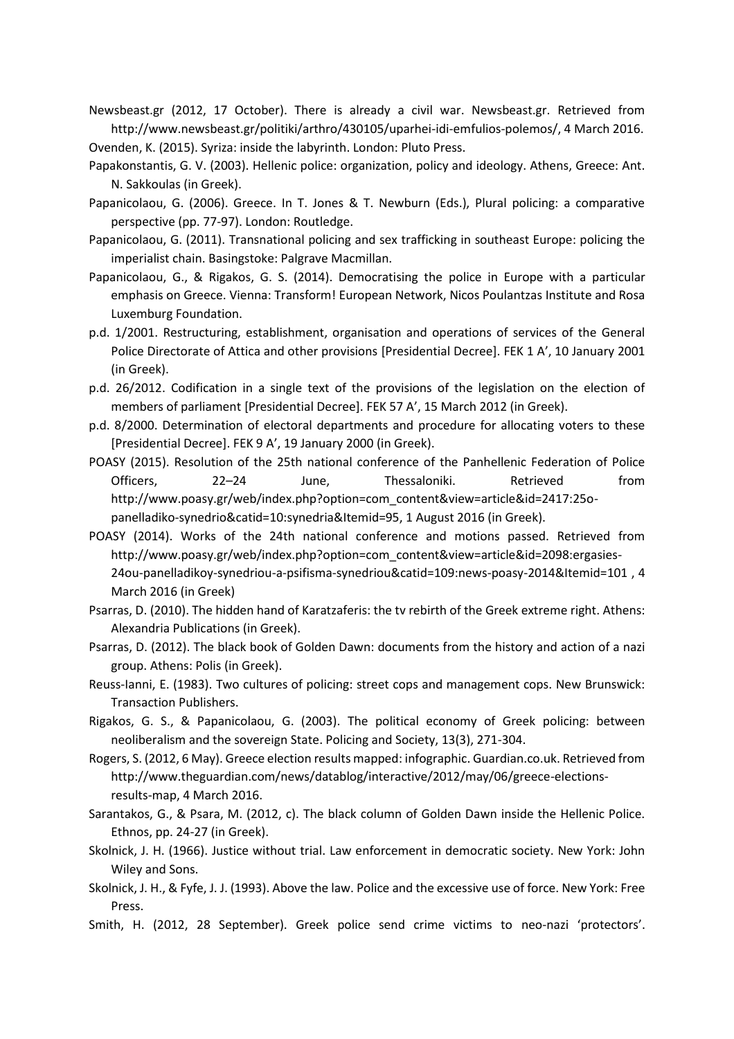Newsbeast.gr (2012, 17 October). There is already a civil war. Newsbeast.gr. Retrieved from http://www.newsbeast.gr/politiki/arthro/430105/uparhei-idi-emfulios-polemos/, 4 March 2016.

Ovenden, K. (2015). Syriza: inside the labyrinth. London: Pluto Press.

Papakonstantis, G. V. (2003). Hellenic police: organization, policy and ideology. Athens, Greece: Ant. N. Sakkoulas (in Greek).

Papanicolaou, G. (2006). Greece. In T. Jones & T. Newburn (Eds.), Plural policing: a comparative perspective (pp. 77-97). London: Routledge.

Papanicolaou, G. (2011). Transnational policing and sex trafficking in southeast Europe: policing the imperialist chain. Basingstoke: Palgrave Macmillan.

Papanicolaou, G., & Rigakos, G. S. (2014). Democratising the police in Europe with a particular emphasis on Greece. Vienna: Transform! European Network, Nicos Poulantzas Institute and Rosa Luxemburg Foundation.

p.d. 1/2001. Restructuring, establishment, organisation and operations of services of the General Police Directorate of Attica and other provisions [Presidential Decree]. FEK 1 A', 10 January 2001 (in Greek).

p.d. 26/2012. Codification in a single text of the provisions of the legislation on the election of members of parliament [Presidential Decree]. FEK 57 A', 15 March 2012 (in Greek).

p.d. 8/2000. Determination of electoral departments and procedure for allocating voters to these [Presidential Decree]. FEK 9 A', 19 January 2000 (in Greek).

POASY (2015). Resolution of the 25th national conference of the Panhellenic Federation of Police Officers, 22–24 June, Thessaloniki. Retrieved from http://www.poasy.gr/web/index.php?option=com_content&view=article&id=2417:25o-panelladiko-synedrio&catid=10:synedria&Itemid=95, 1 August 2016 (in Greek).

POASY (2014). Works of the 24th national conference and motions passed. Retrieved from http://www.poasy.gr/web/index.php?option=com_content&view=article&id=2098:ergasies-24ou-panelladikoy-synedriou-a-psifisma-synedriou&catid=109:news-poasy-2014&Itemid=101 , 4 March 2016 (in Greek)

Psarras, D. (2010). The hidden hand of Karatzaferis: the tv rebirth of the Greek extreme right. Athens: Alexandria Publications (in Greek).

Psarras, D. (2012). The black book of Golden Dawn: documents from the history and action of a nazi group. Athens: Polis (in Greek).

Reuss-Ianni, E. (1983). Two cultures of policing: street cops and management cops. New Brunswick: Transaction Publishers.

Rigakos, G. S., & Papanicolaou, G. (2003). The political economy of Greek policing: between neoliberalism and the sovereign State. Policing and Society, 13(3), 271-304.

Rogers, S. (2012, 6 May). Greece election results mapped: infographic. Guardian.co.uk. Retrieved from http://www.theguardian.com/news/datablog/interactive/2012/may/06/greece-elections-results-map, 4 March 2016.

Sarantakos, G., & Psara, M. (2012, c). The black column of Golden Dawn inside the Hellenic Police. Ethnos, pp. 24-27 (in Greek).

Skolnick, J. H. (1966). Justice without trial. Law enforcement in democratic society. New York: John Wiley and Sons.

Skolnick, J. H., & Fyfe, J. J. (1993). Above the law. Police and the excessive use of force. New York: Free Press.

Smith, H. (2012, 28 September). Greek police send crime victims to neo-nazi 'protectors'.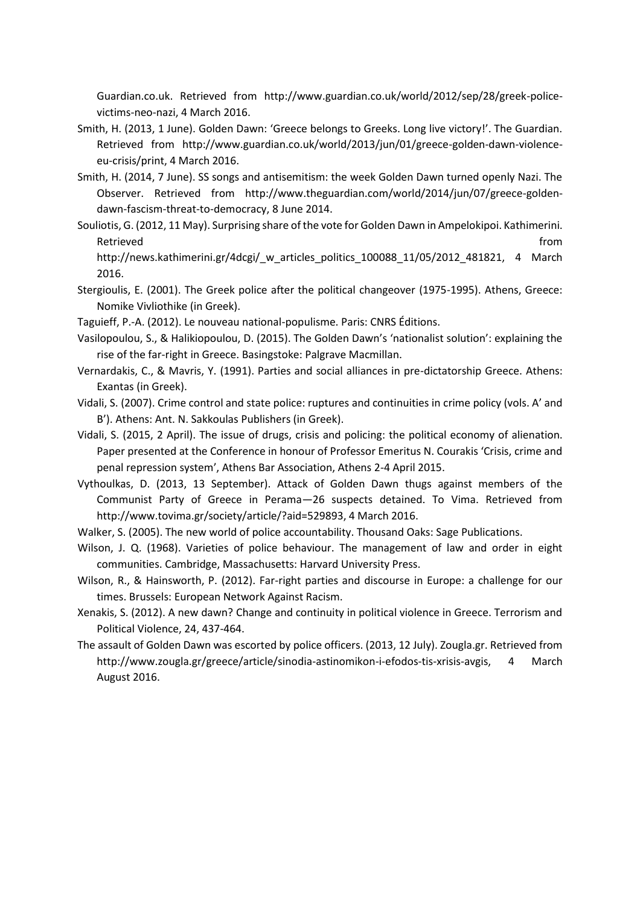Guardian.co.uk. Retrieved from http://www.guardian.co.uk/world/2012/sep/28/greek-police-victims-neo-nazi, 4 March 2016.

Smith, H. (2013, 1 June). Golden Dawn: 'Greece belongs to Greeks. Long live victory!'. The Guardian. Retrieved from http://www.guardian.co.uk/world/2013/jun/01/greece-golden-dawn-violence-eu-crisis/print, 4 March 2016.

Smith, H. (2014, 7 June). SS songs and antisemitism: the week Golden Dawn turned openly Nazi. The Observer. Retrieved from http://www.theguardian.com/world/2014/jun/07/greece-golden-dawn-fascism-threat-to-democracy, 8 June 2014.

Souliotis, G. (2012, 11 May). Surprising share of the vote for Golden Dawn in Ampelokipoi. Kathimerini. Retrieved from http://news.kathimerini.gr/4dcgi/_w_articles_politics_100088_11/05/2012_481821, 4 March 2016.

Stergioulis, E. (2001). The Greek police after the political changeover (1975-1995). Athens, Greece: Nomike Vivliothike (in Greek).

Taguieff, P.-A. (2012). Le nouveau national-populisme. Paris: CNRS Éditions.

Vasilopoulou, S., & Halikiopoulou, D. (2015). The Golden Dawn's 'nationalist solution': explaining the rise of the far-right in Greece. Basingstoke: Palgrave Macmillan.

Vernardakis, C., & Mavris, Y. (1991). Parties and social alliances in pre-dictatorship Greece. Athens: Exantas (in Greek).

Vidali, S. (2007). Crime control and state police: ruptures and continuities in crime policy (vols. A' and B'). Athens: Ant. N. Sakkoulas Publishers (in Greek).

Vidali, S. (2015, 2 April). The issue of drugs, crisis and policing: the political economy of alienation. Paper presented at the Conference in honour of Professor Emeritus N. Courakis 'Crisis, crime and penal repression system', Athens Bar Association, Athens 2-4 April 2015.

Vythoulkas, D. (2013, 13 September). Attack of Golden Dawn thugs against members of the Communist Party of Greece in Perama—26 suspects detained. To Vima. Retrieved from http://www.tovima.gr/society/article/?aid=529893, 4 March 2016.

Walker, S. (2005). The new world of police accountability. Thousand Oaks: Sage Publications.

Wilson, J. Q. (1968). Varieties of police behaviour. The management of law and order in eight communities. Cambridge, Massachusetts: Harvard University Press.

Wilson, R., & Hainsworth, P. (2012). Far-right parties and discourse in Europe: a challenge for our times. Brussels: European Network Against Racism.

Xenakis, S. (2012). A new dawn? Change and continuity in political violence in Greece. Terrorism and Political Violence, 24, 437-464.

The assault of Golden Dawn was escorted by police officers. (2013, 12 July). Zougla.gr. Retrieved from http://www.zougla.gr/greece/article/sinodia-astinomikon-i-efodos-tis-xrisis-avgis, 4 March August 2016.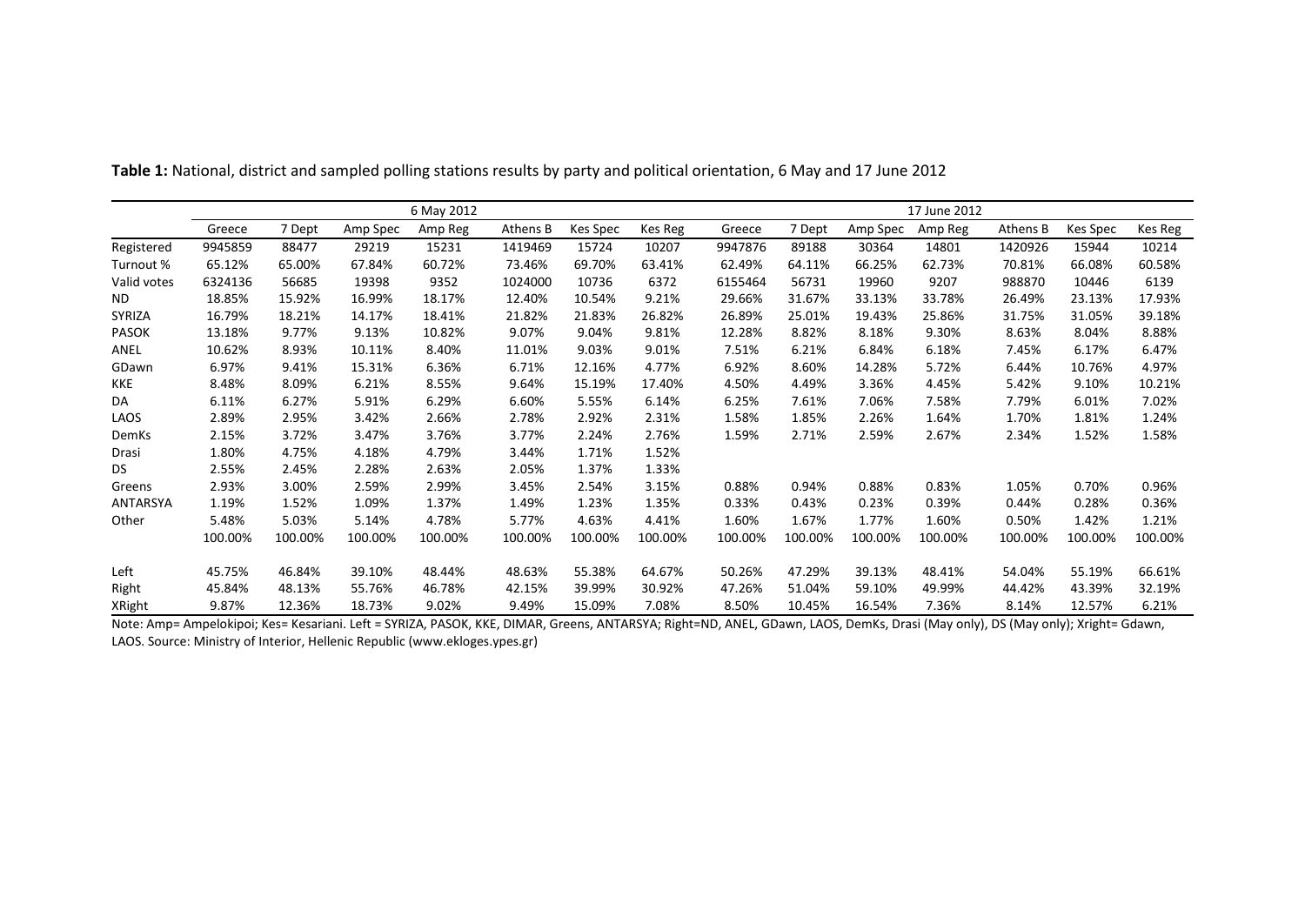**Table 1:** National, district and sampled polling stations results by party and political orientation, 6 May and 17 June 2012

| | 6 May 2012 | | | | | | | 17 June 2012 | | | | | | |
|---|---|---|---|---|---|---|---|---|---|---|---|---|---|---|
| | Greece | 7 Dept | Amp Spec | Amp Reg | Athens B | Kes Spec | Kes Reg | Greece | 7 Dept | Amp Spec | Amp Reg | Athens B | Kes Spec | Kes Reg |
| Registered | 9945859 | 88477 | 29219 | 15231 | 1419469 | 15724 | 10207 | 9947876 | 89188 | 30364 | 14801 | 1420926 | 15944 | 10214 |
| Turnout % | 65.12% | 65.00% | 67.84% | 60.72% | 73.46% | 69.70% | 63.41% | 62.49% | 64.11% | 66.25% | 62.73% | 70.81% | 66.08% | 60.58% |
| Valid votes | 6324136 | 56685 | 19398 | 9352 | 1024000 | 10736 | 6372 | 6155464 | 56731 | 19960 | 9207 | 988870 | 10446 | 6139 |
| ND | 18.85% | 15.92% | 16.99% | 18.17% | 12.40% | 10.54% | 9.21% | 29.66% | 31.67% | 33.13% | 33.78% | 26.49% | 23.13% | 17.93% |
| SYRIZA | 16.79% | 18.21% | 14.17% | 18.41% | 21.82% | 21.83% | 26.82% | 26.89% | 25.01% | 19.43% | 25.86% | 31.75% | 31.05% | 39.18% |
| PASOK | 13.18% | 9.77% | 9.13% | 10.82% | 9.07% | 9.04% | 9.81% | 12.28% | 8.82% | 8.18% | 9.30% | 8.63% | 8.04% | 8.88% |
| ANEL | 10.62% | 8.93% | 10.11% | 8.40% | 11.01% | 9.03% | 9.01% | 7.51% | 6.21% | 6.84% | 6.18% | 7.45% | 6.17% | 6.47% |
| GDawn | 6.97% | 9.41% | 15.31% | 6.36% | 6.71% | 12.16% | 4.77% | 6.92% | 8.60% | 14.28% | 5.72% | 6.44% | 10.76% | 4.97% |
| KKE | 8.48% | 8.09% | 6.21% | 8.55% | 9.64% | 15.19% | 17.40% | 4.50% | 4.49% | 3.36% | 4.45% | 5.42% | 9.10% | 10.21% |
| DA | 6.11% | 6.27% | 5.91% | 6.29% | 6.60% | 5.55% | 6.14% | 6.25% | 7.61% | 7.06% | 7.58% | 7.79% | 6.01% | 7.02% |
| LAOS | 2.89% | 2.95% | 3.42% | 2.66% | 2.78% | 2.92% | 2.31% | 1.58% | 1.85% | 2.26% | 1.64% | 1.70% | 1.81% | 1.24% |
| DemKs | 2.15% | 3.72% | 3.47% | 3.76% | 3.77% | 2.24% | 2.76% | 1.59% | 2.71% | 2.59% | 2.67% | 2.34% | 1.52% | 1.58% |
| Drasi | 1.80% | 4.75% | 4.18% | 4.79% | 3.44% | 1.71% | 1.52% | | | | | | | |
| DS | 2.55% | 2.45% | 2.28% | 2.63% | 2.05% | 1.37% | 1.33% | | | | | | | |
| Greens | 2.93% | 3.00% | 2.59% | 2.99% | 3.45% | 2.54% | 3.15% | 0.88% | 0.94% | 0.88% | 0.83% | 1.05% | 0.70% | 0.96% |
| ANTARSYA | 1.19% | 1.52% | 1.09% | 1.37% | 1.49% | 1.23% | 1.35% | 0.33% | 0.43% | 0.23% | 0.39% | 0.44% | 0.28% | 0.36% |
| Other | 5.48% | 5.03% | 5.14% | 4.78% | 5.77% | 4.63% | 4.41% | 1.60% | 1.67% | 1.77% | 1.60% | 0.50% | 1.42% | 1.21% |
| | 100.00% | 100.00% | 100.00% | 100.00% | 100.00% | 100.00% | 100.00% | 100.00% | 100.00% | 100.00% | 100.00% | 100.00% | 100.00% | 100.00% |
| Left | 45.75% | 46.84% | 39.10% | 48.44% | 48.63% | 55.38% | 64.67% | 50.26% | 47.29% | 39.13% | 48.41% | 54.04% | 55.19% | 66.61% |
| Right | 45.84% | 48.13% | 55.76% | 46.78% | 42.15% | 39.99% | 30.92% | 47.26% | 51.04% | 59.10% | 49.99% | 44.42% | 43.39% | 32.19% |
| XRight | 9.87% | 12.36% | 18.73% | 9.02% | 9.49% | 15.09% | 7.08% | 8.50% | 10.45% | 16.54% | 7.36% | 8.14% | 12.57% | 6.21% |

Note: Amp= Ampelokipoi; Kes= Kesariani. Left = SYRIZA, PASOK, KKE, DIMAR, Greens, ANTARSYA; Right=ND, ANEL, GDawn, LAOS, DemKs, Drasi (May only), DS (May only); Xright= Gdawn, LAOS. Source: Ministry of Interior, Hellenic Republic (www.ekloges.ypes.gr)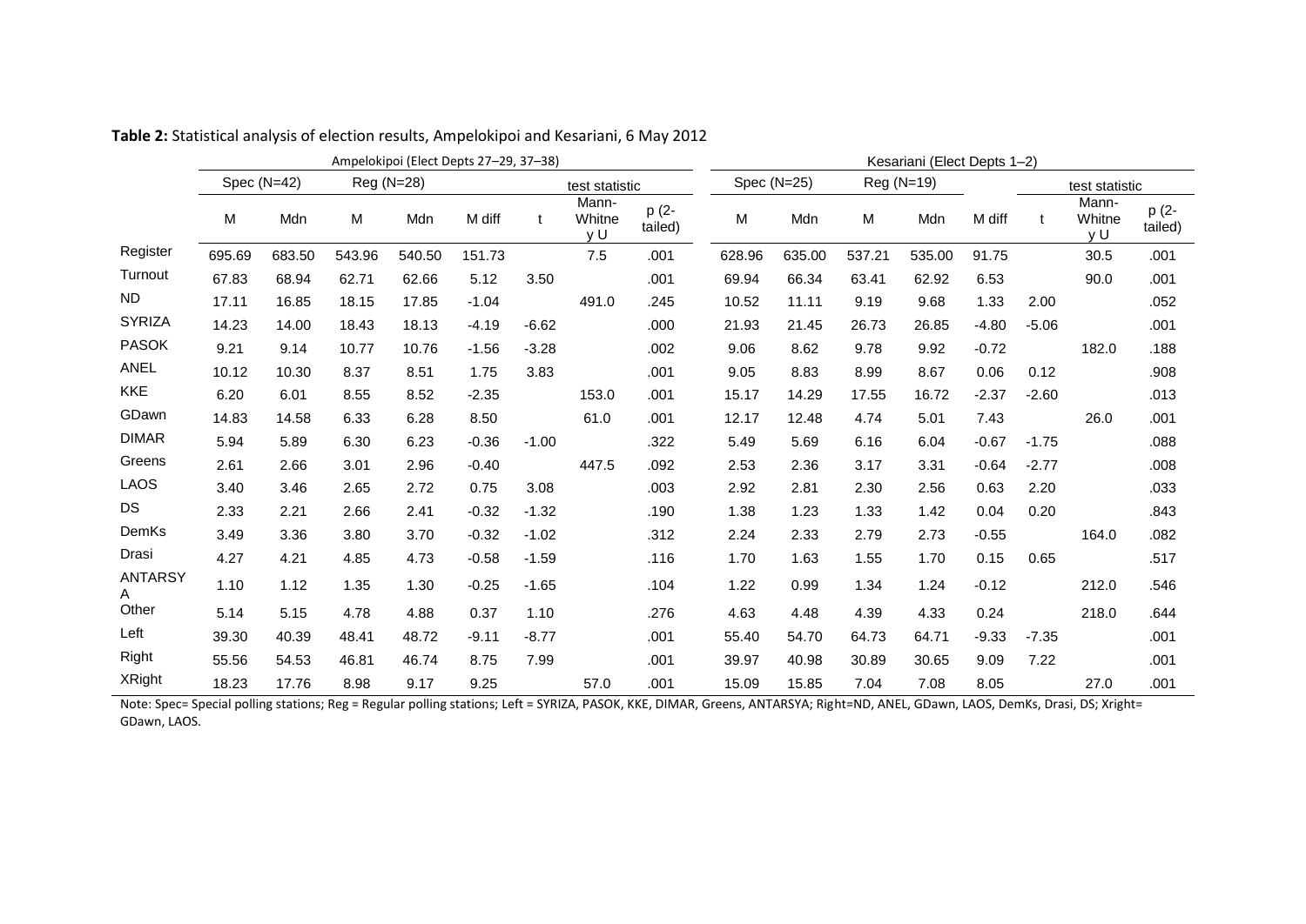**Table 2:** Statistical analysis of election results, Ampelokipoi and Kesariani, 6 May 2012

| | Ampelokipoi (Elect Depts 27–29, 37–38) | | | | | | | | Kesariani (Elect Depts 1–2) | | | | | | | |
|---|---|---|---|---|---|---|---|---|---|---|---|---|---|---|---|---|
| | Spec (N=42) | | Reg (N=28) | | | test statistic | | | Spec (N=25) | | Reg (N=19) | | | test statistic | | |
| | M | Mdn | M | Mdn | M diff | t | Mann-Whitney U | p (2-tailed) | M | Mdn | M | Mdn | M diff | t | Mann-Whitney U | p (2-tailed) |
| Register | 695.69 | 683.50 | 543.96 | 540.50 | 151.73 | | 7.5 | .001 | 628.96 | 635.00 | 537.21 | 535.00 | 91.75 | | 30.5 | .001 |
| Turnout | 67.83 | 68.94 | 62.71 | 62.66 | 5.12 | 3.50 | | .001 | 69.94 | 66.34 | 63.41 | 62.92 | 6.53 | | 90.0 | .001 |
| ND | 17.11 | 16.85 | 18.15 | 17.85 | -1.04 | | 491.0 | .245 | 10.52 | 11.11 | 9.19 | 9.68 | 1.33 | 2.00 | | .052 |
| SYRIZA | 14.23 | 14.00 | 18.43 | 18.13 | -4.19 | -6.62 | | .000 | 21.93 | 21.45 | 26.73 | 26.85 | -4.80 | -5.06 | | .001 |
| PASOK | 9.21 | 9.14 | 10.77 | 10.76 | -1.56 | -3.28 | | .002 | 9.06 | 8.62 | 9.78 | 9.92 | -0.72 | | 182.0 | .188 |
| ANEL | 10.12 | 10.30 | 8.37 | 8.51 | 1.75 | 3.83 | | .001 | 9.05 | 8.83 | 8.99 | 8.67 | 0.06 | 0.12 | | .908 |
| KKE | 6.20 | 6.01 | 8.55 | 8.52 | -2.35 | | 153.0 | .001 | 15.17 | 14.29 | 17.55 | 16.72 | -2.37 | -2.60 | | .013 |
| GDawn | 14.83 | 14.58 | 6.33 | 6.28 | 8.50 | | 61.0 | .001 | 12.17 | 12.48 | 4.74 | 5.01 | 7.43 | | 26.0 | .001 |
| DIMAR | 5.94 | 5.89 | 6.30 | 6.23 | -0.36 | -1.00 | | .322 | 5.49 | 5.69 | 6.16 | 6.04 | -0.67 | -1.75 | | .088 |
| Greens | 2.61 | 2.66 | 3.01 | 2.96 | -0.40 | | 447.5 | .092 | 2.53 | 2.36 | 3.17 | 3.31 | -0.64 | -2.77 | | .008 |
| LAOS | 3.40 | 3.46 | 2.65 | 2.72 | 0.75 | 3.08 | | .003 | 2.92 | 2.81 | 2.30 | 2.56 | 0.63 | 2.20 | | .033 |
| DS | 2.33 | 2.21 | 2.66 | 2.41 | -0.32 | -1.32 | | .190 | 1.38 | 1.23 | 1.33 | 1.42 | 0.04 | 0.20 | | .843 |
| DemKs | 3.49 | 3.36 | 3.80 | 3.70 | -0.32 | -1.02 | | .312 | 2.24 | 2.33 | 2.79 | 2.73 | -0.55 | | 164.0 | .082 |
| Drasi | 4.27 | 4.21 | 4.85 | 4.73 | -0.58 | -1.59 | | .116 | 1.70 | 1.63 | 1.55 | 1.70 | 0.15 | 0.65 | | .517 |
| ANTARSYA | 1.10 | 1.12 | 1.35 | 1.30 | -0.25 | -1.65 | | .104 | 1.22 | 0.99 | 1.34 | 1.24 | -0.12 | | 212.0 | .546 |
| Other | 5.14 | 5.15 | 4.78 | 4.88 | 0.37 | 1.10 | | .276 | 4.63 | 4.48 | 4.39 | 4.33 | 0.24 | | 218.0 | .644 |
| Left | 39.30 | 40.39 | 48.41 | 48.72 | -9.11 | -8.77 | | .001 | 55.40 | 54.70 | 64.73 | 64.71 | -9.33 | -7.35 | | .001 |
| Right | 55.56 | 54.53 | 46.81 | 46.74 | 8.75 | 7.99 | | .001 | 39.97 | 40.98 | 30.89 | 30.65 | 9.09 | 7.22 | | .001 |
| XRight | 18.23 | 17.76 | 8.98 | 9.17 | 9.25 | | 57.0 | .001 | 15.09 | 15.85 | 7.04 | 7.08 | 8.05 | | 27.0 | .001 |

Note: Spec= Special polling stations; Reg = Regular polling stations; Left = SYRIZA, PASOK, KKE, DIMAR, Greens, ANTARSYA; Right=ND, ANEL, GDawn, LAOS, DemKs, Drasi, DS; Xright= GDawn, LAOS.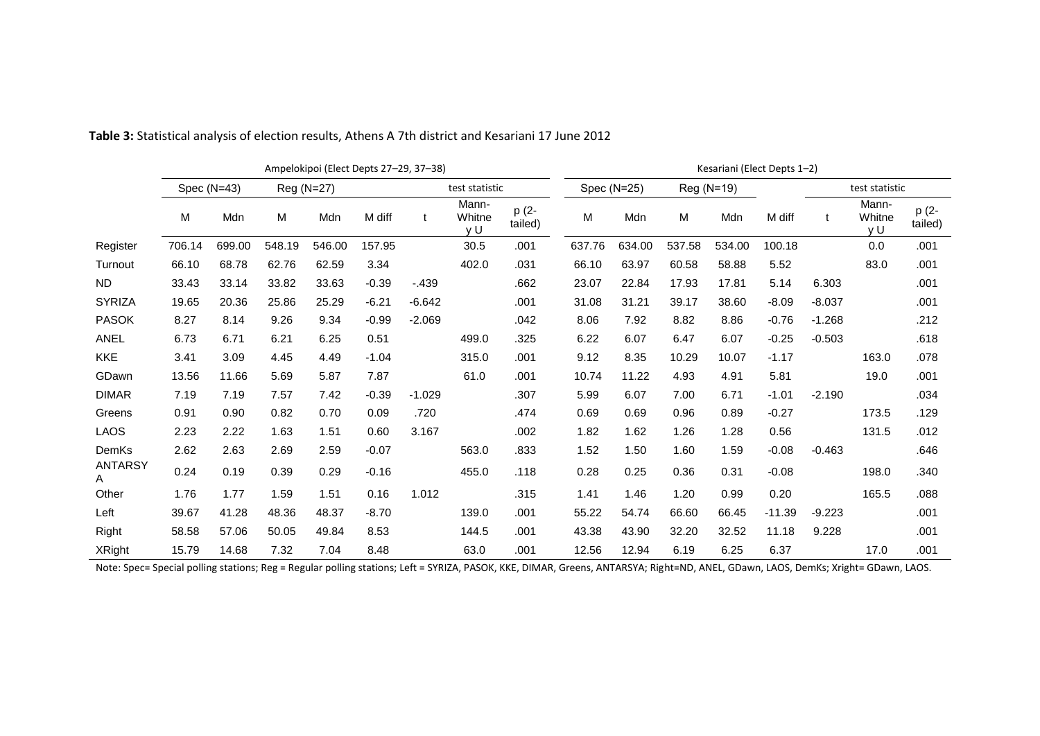**Table 3:** Statistical analysis of election results, Athens A 7th district and Kesariani 17 June 2012

| | Ampelokipoi (Elect Depts 27–29, 37–38) | | | | | | | | Kesariani (Elect Depts 1–2) | | | | | | | |
|---|---|---|---|---|---|---|---|---|---|---|---|---|---|---|---|---|
| | Spec (N=43) | | Reg (N=27) | | | test statistic | | | Spec (N=25) | | Reg (N=19) | | | test statistic | | |
| | M | Mdn | M | Mdn | M diff | t | Mann-Whitney U | p (2-tailed) | M | Mdn | M | Mdn | M diff | t | Mann-Whitney U | p (2-tailed) |
| Register | 706.14 | 699.00 | 548.19 | 546.00 | 157.95 | | 30.5 | .001 | 637.76 | 634.00 | 537.58 | 534.00 | 100.18 | | 0.0 | .001 |
| Turnout | 66.10 | 68.78 | 62.76 | 62.59 | 3.34 | | 402.0 | .031 | 66.10 | 63.97 | 60.58 | 58.88 | 5.52 | | 83.0 | .001 |
| ND | 33.43 | 33.14 | 33.82 | 33.63 | -0.39 | -.439 | | .662 | 23.07 | 22.84 | 17.93 | 17.81 | 5.14 | 6.303 | | .001 |
| SYRIZA | 19.65 | 20.36 | 25.86 | 25.29 | -6.21 | -6.642 | | .001 | 31.08 | 31.21 | 39.17 | 38.60 | -8.09 | -8.037 | | .001 |
| PASOK | 8.27 | 8.14 | 9.26 | 9.34 | -0.99 | -2.069 | | .042 | 8.06 | 7.92 | 8.82 | 8.86 | -0.76 | -1.268 | | .212 |
| ANEL | 6.73 | 6.71 | 6.21 | 6.25 | 0.51 | | 499.0 | .325 | 6.22 | 6.07 | 6.47 | 6.07 | -0.25 | -0.503 | | .618 |
| KKE | 3.41 | 3.09 | 4.45 | 4.49 | -1.04 | | 315.0 | .001 | 9.12 | 8.35 | 10.29 | 10.07 | -1.17 | | 163.0 | .078 |
| GDawn | 13.56 | 11.66 | 5.69 | 5.87 | 7.87 | | 61.0 | .001 | 10.74 | 11.22 | 4.93 | 4.91 | 5.81 | | 19.0 | .001 |
| DIMAR | 7.19 | 7.19 | 7.57 | 7.42 | -0.39 | -1.029 | | .307 | 5.99 | 6.07 | 7.00 | 6.71 | -1.01 | -2.190 | | .034 |
| Greens | 0.91 | 0.90 | 0.82 | 0.70 | 0.09 | .720 | | .474 | 0.69 | 0.69 | 0.96 | 0.89 | -0.27 | | 173.5 | .129 |
| LAOS | 2.23 | 2.22 | 1.63 | 1.51 | 0.60 | 3.167 | | .002 | 1.82 | 1.62 | 1.26 | 1.28 | 0.56 | | 131.5 | .012 |
| DemKs | 2.62 | 2.63 | 2.69 | 2.59 | -0.07 | | 563.0 | .833 | 1.52 | 1.50 | 1.60 | 1.59 | -0.08 | -0.463 | | .646 |
| ANTARSYA | 0.24 | 0.19 | 0.39 | 0.29 | -0.16 | | 455.0 | .118 | 0.28 | 0.25 | 0.36 | 0.31 | -0.08 | | 198.0 | .340 |
| Other | 1.76 | 1.77 | 1.59 | 1.51 | 0.16 | 1.012 | | .315 | 1.41 | 1.46 | 1.20 | 0.99 | 0.20 | | 165.5 | .088 |
| Left | 39.67 | 41.28 | 48.36 | 48.37 | -8.70 | | 139.0 | .001 | 55.22 | 54.74 | 66.60 | 66.45 | -11.39 | -9.223 | | .001 |
| Right | 58.58 | 57.06 | 50.05 | 49.84 | 8.53 | | 144.5 | .001 | 43.38 | 43.90 | 32.20 | 32.52 | 11.18 | 9.228 | | .001 |
| XRight | 15.79 | 14.68 | 7.32 | 7.04 | 8.48 | | 63.0 | .001 | 12.56 | 12.94 | 6.19 | 6.25 | 6.37 | | 17.0 | .001 |

Note: Spec= Special polling stations; Reg = Regular polling stations; Left = SYRIZA, PASOK, KKE, DIMAR, Greens, ANTARSYA; Right=ND, ANEL, GDawn, LAOS, DemKs; Xright= GDawn, LAOS.